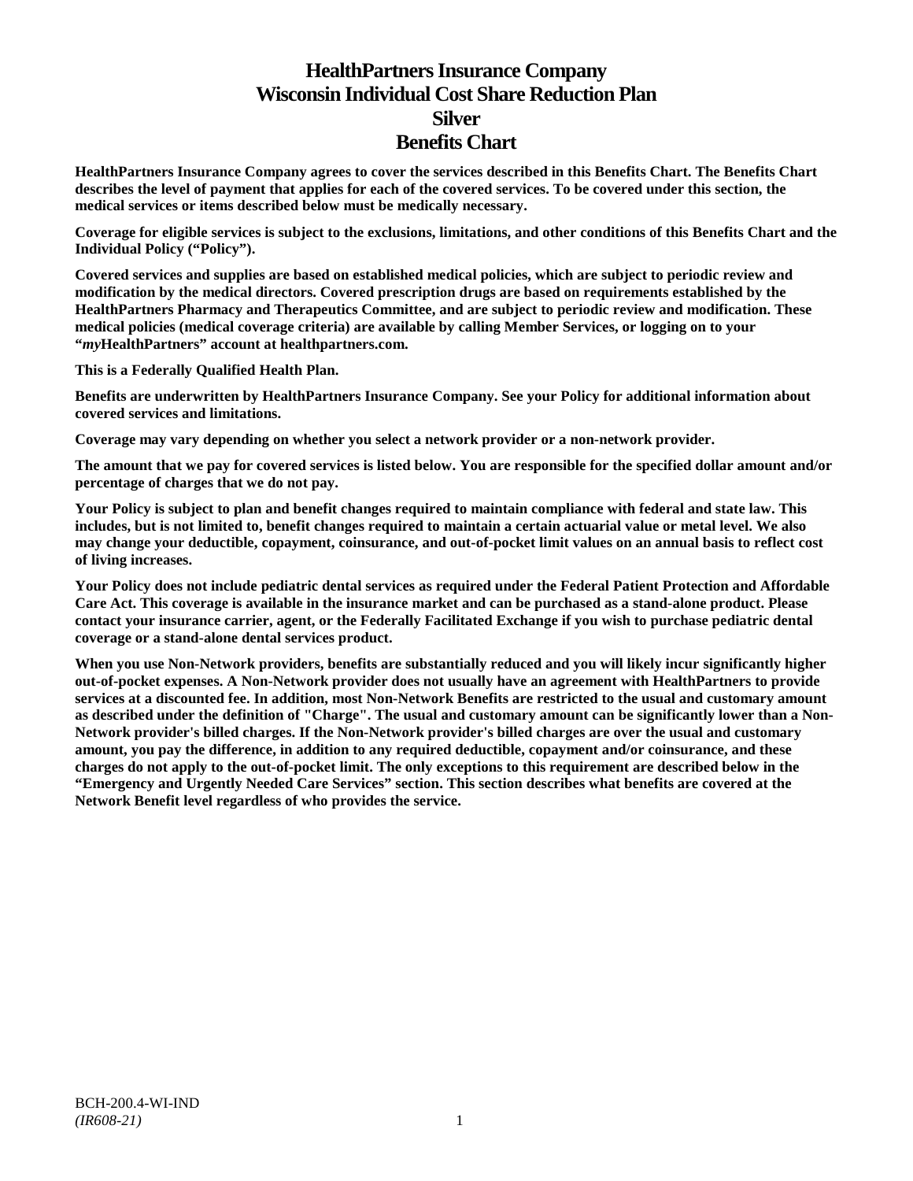# HealthPartners Insurance Company
# Wisconsin Individual Cost Share Reduction Plan
# Silver
# Benefits Chart

**HealthPartners Insurance Company agrees to cover the services described in this Benefits Chart. The Benefits Chart describes the level of payment that applies for each of the covered services. To be covered under this section, the medical services or items described below must be medically necessary.**

**Coverage for eligible services is subject to the exclusions, limitations, and other conditions of this Benefits Chart and the Individual Policy ("Policy").**

**Covered services and supplies are based on established medical policies, which are subject to periodic review and modification by the medical directors. Covered prescription drugs are based on requirements established by the HealthPartners Pharmacy and Therapeutics Committee, and are subject to periodic review and modification. These medical policies (medical coverage criteria) are available by calling Member Services, or logging on to your "*my*HealthPartners" account at healthpartners.com.**

**This is a Federally Qualified Health Plan.**

**Benefits are underwritten by HealthPartners Insurance Company. See your Policy for additional information about covered services and limitations.**

**Coverage may vary depending on whether you select a network provider or a non-network provider.**

**The amount that we pay for covered services is listed below. You are responsible for the specified dollar amount and/or percentage of charges that we do not pay.**

**Your Policy is subject to plan and benefit changes required to maintain compliance with federal and state law. This includes, but is not limited to, benefit changes required to maintain a certain actuarial value or metal level. We also may change your deductible, copayment, coinsurance, and out-of-pocket limit values on an annual basis to reflect cost of living increases.**

**Your Policy does not include pediatric dental services as required under the Federal Patient Protection and Affordable Care Act. This coverage is available in the insurance market and can be purchased as a stand-alone product. Please contact your insurance carrier, agent, or the Federally Facilitated Exchange if you wish to purchase pediatric dental coverage or a stand-alone dental services product.**

**When you use Non-Network providers, benefits are substantially reduced and you will likely incur significantly higher out-of-pocket expenses. A Non-Network provider does not usually have an agreement with HealthPartners to provide services at a discounted fee. In addition, most Non-Network Benefits are restricted to the usual and customary amount as described under the definition of "Charge". The usual and customary amount can be significantly lower than a Non-Network provider's billed charges. If the Non-Network provider's billed charges are over the usual and customary amount, you pay the difference, in addition to any required deductible, copayment and/or coinsurance, and these charges do not apply to the out-of-pocket limit. The only exceptions to this requirement are described below in the "Emergency and Urgently Needed Care Services" section. This section describes what benefits are covered at the Network Benefit level regardless of who provides the service.**

BCH-200.4-WI-IND
*(IR608-21)*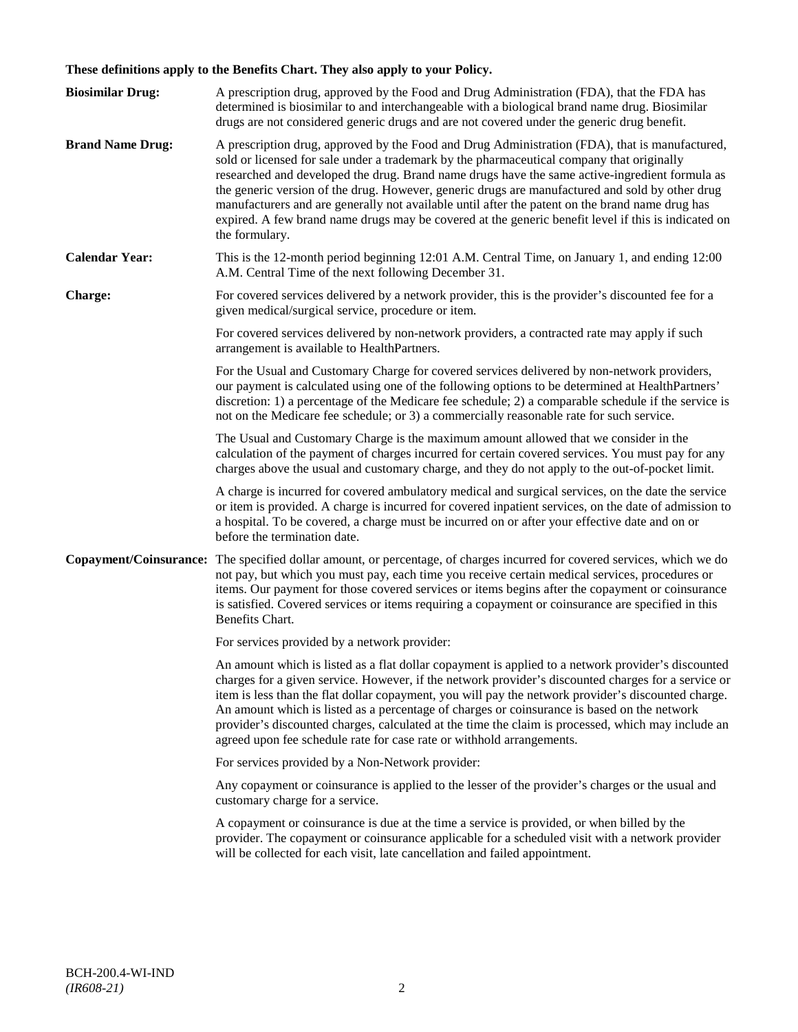**These definitions apply to the Benefits Chart. They also apply to your Policy.**

**Biosimilar Drug:** A prescription drug, approved by the Food and Drug Administration (FDA), that the FDA has determined is biosimilar to and interchangeable with a biological brand name drug. Biosimilar drugs are not considered generic drugs and are not covered under the generic drug benefit.

**Brand Name Drug:** A prescription drug, approved by the Food and Drug Administration (FDA), that is manufactured, sold or licensed for sale under a trademark by the pharmaceutical company that originally researched and developed the drug. Brand name drugs have the same active-ingredient formula as the generic version of the drug. However, generic drugs are manufactured and sold by other drug manufacturers and are generally not available until after the patent on the brand name drug has expired. A few brand name drugs may be covered at the generic benefit level if this is indicated on the formulary.

**Calendar Year:** This is the 12-month period beginning 12:01 A.M. Central Time, on January 1, and ending 12:00 A.M. Central Time of the next following December 31.

**Charge:** For covered services delivered by a network provider, this is the provider's discounted fee for a given medical/surgical service, procedure or item.

For covered services delivered by non-network providers, a contracted rate may apply if such arrangement is available to HealthPartners.

For the Usual and Customary Charge for covered services delivered by non-network providers, our payment is calculated using one of the following options to be determined at HealthPartners' discretion: 1) a percentage of the Medicare fee schedule; 2) a comparable schedule if the service is not on the Medicare fee schedule; or 3) a commercially reasonable rate for such service.

The Usual and Customary Charge is the maximum amount allowed that we consider in the calculation of the payment of charges incurred for certain covered services. You must pay for any charges above the usual and customary charge, and they do not apply to the out-of-pocket limit.

A charge is incurred for covered ambulatory medical and surgical services, on the date the service or item is provided. A charge is incurred for covered inpatient services, on the date of admission to a hospital. To be covered, a charge must be incurred on or after your effective date and on or before the termination date.

**Copayment/Coinsurance:** The specified dollar amount, or percentage, of charges incurred for covered services, which we do not pay, but which you must pay, each time you receive certain medical services, procedures or items. Our payment for those covered services or items begins after the copayment or coinsurance is satisfied. Covered services or items requiring a copayment or coinsurance are specified in this Benefits Chart.

For services provided by a network provider:

An amount which is listed as a flat dollar copayment is applied to a network provider's discounted charges for a given service. However, if the network provider's discounted charges for a service or item is less than the flat dollar copayment, you will pay the network provider's discounted charge. An amount which is listed as a percentage of charges or coinsurance is based on the network provider's discounted charges, calculated at the time the claim is processed, which may include an agreed upon fee schedule rate for case rate or withhold arrangements.

For services provided by a Non-Network provider:

Any copayment or coinsurance is applied to the lesser of the provider's charges or the usual and customary charge for a service.

A copayment or coinsurance is due at the time a service is provided, or when billed by the provider. The copayment or coinsurance applicable for a scheduled visit with a network provider will be collected for each visit, late cancellation and failed appointment.

BCH-200.4-WI-IND
*(IR608-21)*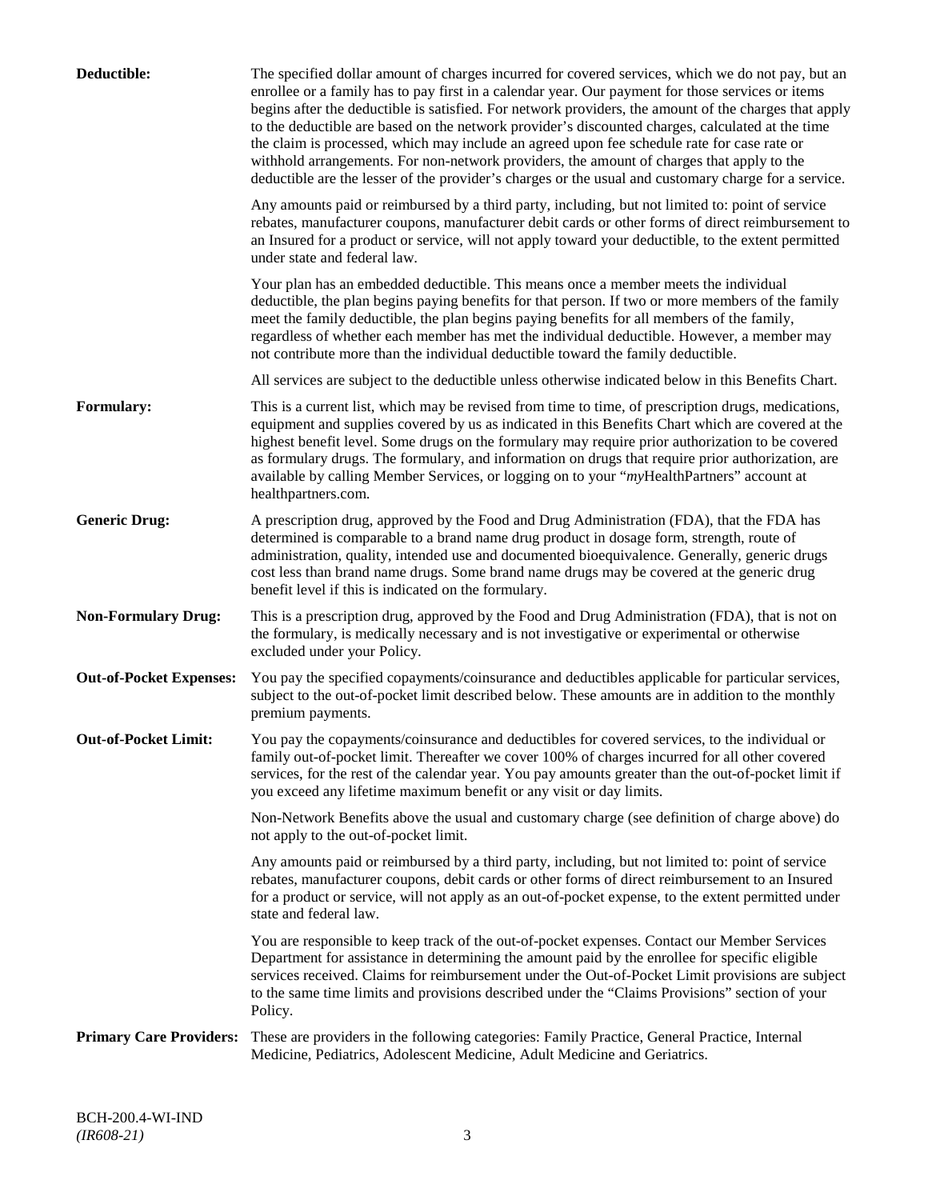**Deductible:** The specified dollar amount of charges incurred for covered services, which we do not pay, but an enrollee or a family has to pay first in a calendar year. Our payment for those services or items begins after the deductible is satisfied. For network providers, the amount of the charges that apply to the deductible are based on the network provider's discounted charges, calculated at the time the claim is processed, which may include an agreed upon fee schedule rate for case rate or withhold arrangements. For non-network providers, the amount of charges that apply to the deductible are the lesser of the provider's charges or the usual and customary charge for a service.

Any amounts paid or reimbursed by a third party, including, but not limited to: point of service rebates, manufacturer coupons, manufacturer debit cards or other forms of direct reimbursement to an Insured for a product or service, will not apply toward your deductible, to the extent permitted under state and federal law.

Your plan has an embedded deductible. This means once a member meets the individual deductible, the plan begins paying benefits for that person. If two or more members of the family meet the family deductible, the plan begins paying benefits for all members of the family, regardless of whether each member has met the individual deductible. However, a member may not contribute more than the individual deductible toward the family deductible.

All services are subject to the deductible unless otherwise indicated below in this Benefits Chart.

**Formulary:** This is a current list, which may be revised from time to time, of prescription drugs, medications, equipment and supplies covered by us as indicated in this Benefits Chart which are covered at the highest benefit level. Some drugs on the formulary may require prior authorization to be covered as formulary drugs. The formulary, and information on drugs that require prior authorization, are available by calling Member Services, or logging on to your "*my*HealthPartners" account at healthpartners.com.

**Generic Drug:** A prescription drug, approved by the Food and Drug Administration (FDA), that the FDA has determined is comparable to a brand name drug product in dosage form, strength, route of administration, quality, intended use and documented bioequivalence. Generally, generic drugs cost less than brand name drugs. Some brand name drugs may be covered at the generic drug benefit level if this is indicated on the formulary.

**Non-Formulary Drug:** This is a prescription drug, approved by the Food and Drug Administration (FDA), that is not on the formulary, is medically necessary and is not investigative or experimental or otherwise excluded under your Policy.

**Out-of-Pocket Expenses:** You pay the specified copayments/coinsurance and deductibles applicable for particular services, subject to the out-of-pocket limit described below. These amounts are in addition to the monthly premium payments.

**Out-of-Pocket Limit:** You pay the copayments/coinsurance and deductibles for covered services, to the individual or family out-of-pocket limit. Thereafter we cover 100% of charges incurred for all other covered services, for the rest of the calendar year. You pay amounts greater than the out-of-pocket limit if you exceed any lifetime maximum benefit or any visit or day limits.

Non-Network Benefits above the usual and customary charge (see definition of charge above) do not apply to the out-of-pocket limit.

Any amounts paid or reimbursed by a third party, including, but not limited to: point of service rebates, manufacturer coupons, debit cards or other forms of direct reimbursement to an Insured for a product or service, will not apply as an out-of-pocket expense, to the extent permitted under state and federal law.

You are responsible to keep track of the out-of-pocket expenses. Contact our Member Services Department for assistance in determining the amount paid by the enrollee for specific eligible services received. Claims for reimbursement under the Out-of-Pocket Limit provisions are subject to the same time limits and provisions described under the "Claims Provisions" section of your Policy.

**Primary Care Providers:** These are providers in the following categories: Family Practice, General Practice, Internal Medicine, Pediatrics, Adolescent Medicine, Adult Medicine and Geriatrics.

BCH-200.4-WI-IND
*(IR608-21)*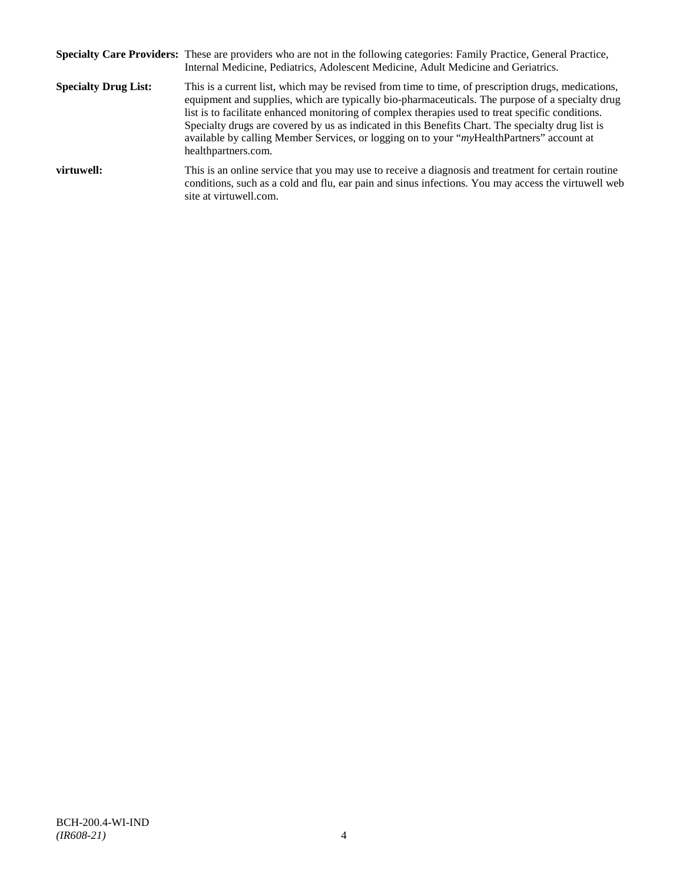**Specialty Care Providers:** These are providers who are not in the following categories: Family Practice, General Practice, Internal Medicine, Pediatrics, Adolescent Medicine, Adult Medicine and Geriatrics.

**Specialty Drug List:** This is a current list, which may be revised from time to time, of prescription drugs, medications, equipment and supplies, which are typically bio-pharmaceuticals. The purpose of a specialty drug list is to facilitate enhanced monitoring of complex therapies used to treat specific conditions. Specialty drugs are covered by us as indicated in this Benefits Chart. The specialty drug list is available by calling Member Services, or logging on to your "*my*HealthPartners" account at healthpartners.com.

**virtuwell:** This is an online service that you may use to receive a diagnosis and treatment for certain routine conditions, such as a cold and flu, ear pain and sinus infections. You may access the virtuwell web site at virtuwell.com.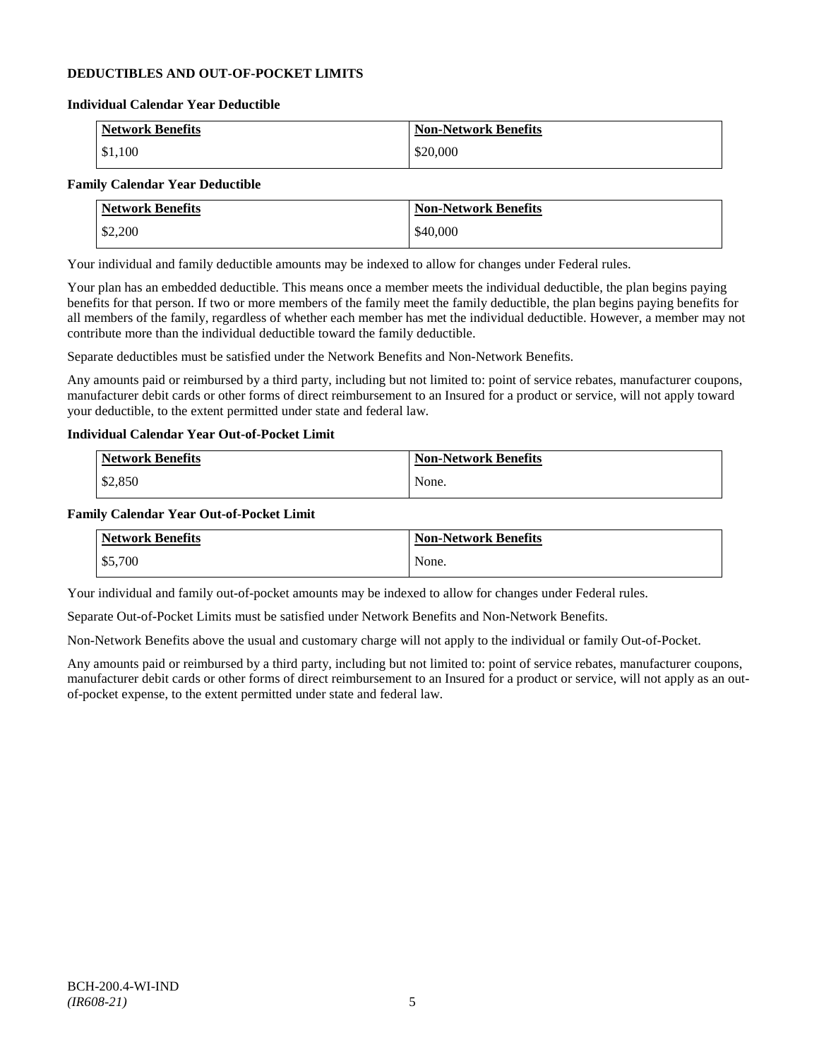## DEDUCTIBLES AND OUT-OF-POCKET LIMITS

### Individual Calendar Year Deductible

| Network Benefits | Non-Network Benefits |
|---|---|
| $1,100 | $20,000 |

### Family Calendar Year Deductible

| Network Benefits | Non-Network Benefits |
|---|---|
| $2,200 | $40,000 |

Your individual and family deductible amounts may be indexed to allow for changes under Federal rules.

Your plan has an embedded deductible. This means once a member meets the individual deductible, the plan begins paying benefits for that person. If two or more members of the family meet the family deductible, the plan begins paying benefits for all members of the family, regardless of whether each member has met the individual deductible. However, a member may not contribute more than the individual deductible toward the family deductible.

Separate deductibles must be satisfied under the Network Benefits and Non-Network Benefits.

Any amounts paid or reimbursed by a third party, including but not limited to: point of service rebates, manufacturer coupons, manufacturer debit cards or other forms of direct reimbursement to an Insured for a product or service, will not apply toward your deductible, to the extent permitted under state and federal law.

### Individual Calendar Year Out-of-Pocket Limit

| Network Benefits | Non-Network Benefits |
|---|---|
| $2,850 | None. |

### Family Calendar Year Out-of-Pocket Limit

| Network Benefits | Non-Network Benefits |
|---|---|
| $5,700 | None. |

Your individual and family out-of-pocket amounts may be indexed to allow for changes under Federal rules.

Separate Out-of-Pocket Limits must be satisfied under Network Benefits and Non-Network Benefits.

Non-Network Benefits above the usual and customary charge will not apply to the individual or family Out-of-Pocket.

Any amounts paid or reimbursed by a third party, including but not limited to: point of service rebates, manufacturer coupons, manufacturer debit cards or other forms of direct reimbursement to an Insured for a product or service, will not apply as an out-of-pocket expense, to the extent permitted under state and federal law.

BCH-200.4-WI-IND
*(IR608-21)*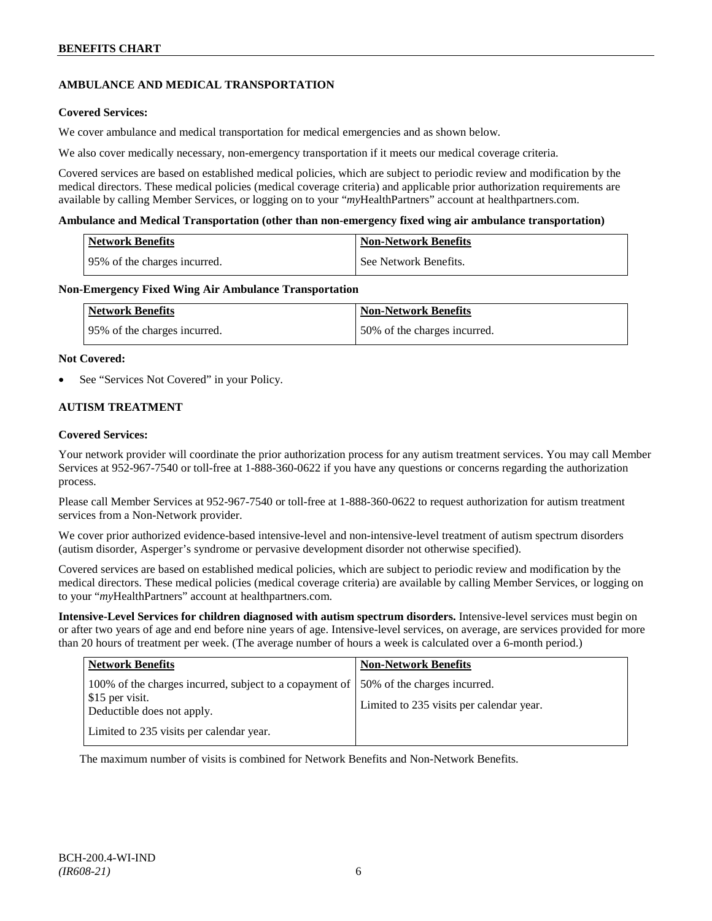## AMBULANCE AND MEDICAL TRANSPORTATION

**Covered Services:**

We cover ambulance and medical transportation for medical emergencies and as shown below.

We also cover medically necessary, non-emergency transportation if it meets our medical coverage criteria.

Covered services are based on established medical policies, which are subject to periodic review and modification by the medical directors. These medical policies (medical coverage criteria) and applicable prior authorization requirements are available by calling Member Services, or logging on to your "*my*HealthPartners" account at healthpartners.com.

**Ambulance and Medical Transportation (other than non-emergency fixed wing air ambulance transportation)**

| Network Benefits | Non-Network Benefits |
|---|---|
| 95% of the charges incurred. | See Network Benefits. |

**Non-Emergency Fixed Wing Air Ambulance Transportation**

| Network Benefits | Non-Network Benefits |
|---|---|
| 95% of the charges incurred. | 50% of the charges incurred. |

**Not Covered:**

- See "Services Not Covered" in your Policy.

## AUTISM TREATMENT

**Covered Services:**

Your network provider will coordinate the prior authorization process for any autism treatment services. You may call Member Services at 952-967-7540 or toll-free at 1-888-360-0622 if you have any questions or concerns regarding the authorization process.

Please call Member Services at 952-967-7540 or toll-free at 1-888-360-0622 to request authorization for autism treatment services from a Non-Network provider.

We cover prior authorized evidence-based intensive-level and non-intensive-level treatment of autism spectrum disorders (autism disorder, Asperger's syndrome or pervasive development disorder not otherwise specified).

Covered services are based on established medical policies, which are subject to periodic review and modification by the medical directors. These medical policies (medical coverage criteria) are available by calling Member Services, or logging on to your "*my*HealthPartners" account at healthpartners.com.

**Intensive-Level Services for children diagnosed with autism spectrum disorders.** Intensive-level services must begin on or after two years of age and end before nine years of age. Intensive-level services, on average, are services provided for more than 20 hours of treatment per week. (The average number of hours a week is calculated over a 6-month period.)

| Network Benefits | Non-Network Benefits |
|---|---|
| 100% of the charges incurred, subject to a copayment of $15 per visit. Deductible does not apply. Limited to 235 visits per calendar year. | 50% of the charges incurred. Limited to 235 visits per calendar year. |

The maximum number of visits is combined for Network Benefits and Non-Network Benefits.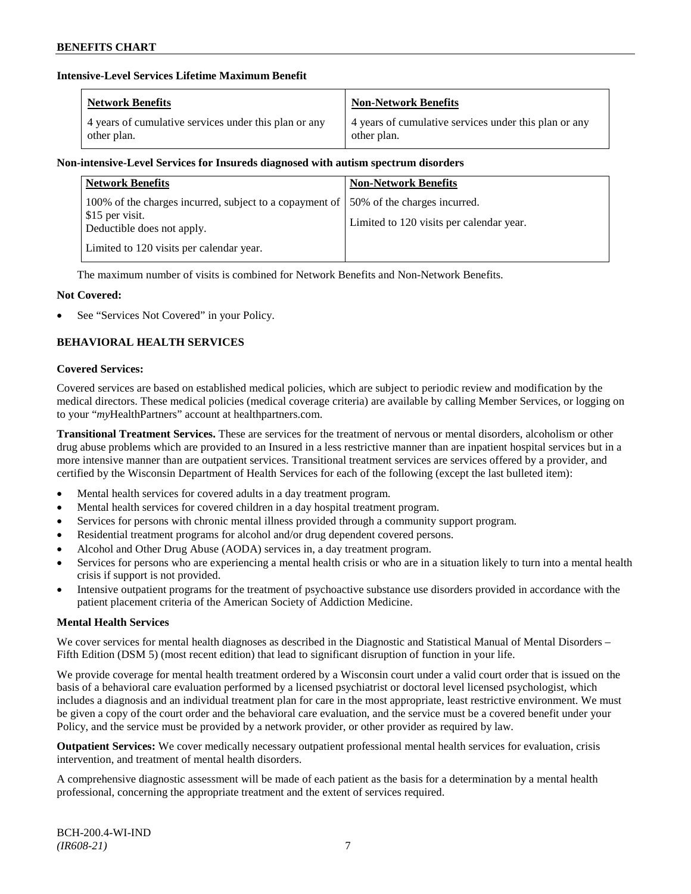**Intensive-Level Services Lifetime Maximum Benefit**

| Network Benefits | Non-Network Benefits |
|---|---|
| 4 years of cumulative services under this plan or any other plan. | 4 years of cumulative services under this plan or any other plan. |

**Non-intensive-Level Services for Insureds diagnosed with autism spectrum disorders**

| Network Benefits | Non-Network Benefits |
|---|---|
| 100% of the charges incurred, subject to a copayment of $15 per visit.<br>Deductible does not apply.<br><br>Limited to 120 visits per calendar year. | 50% of the charges incurred.<br><br>Limited to 120 visits per calendar year. |

The maximum number of visits is combined for Network Benefits and Non-Network Benefits.

**Not Covered:**

- See "Services Not Covered" in your Policy.

## BEHAVIORAL HEALTH SERVICES

**Covered Services:**

Covered services are based on established medical policies, which are subject to periodic review and modification by the medical directors. These medical policies (medical coverage criteria) are available by calling Member Services, or logging on to your "*my*HealthPartners" account at healthpartners.com.

**Transitional Treatment Services.** These are services for the treatment of nervous or mental disorders, alcoholism or other drug abuse problems which are provided to an Insured in a less restrictive manner than are inpatient hospital services but in a more intensive manner than are outpatient services. Transitional treatment services are services offered by a provider, and certified by the Wisconsin Department of Health Services for each of the following (except the last bulleted item):

- Mental health services for covered adults in a day treatment program.
- Mental health services for covered children in a day hospital treatment program.
- Services for persons with chronic mental illness provided through a community support program.
- Residential treatment programs for alcohol and/or drug dependent covered persons.
- Alcohol and Other Drug Abuse (AODA) services in, a day treatment program.
- Services for persons who are experiencing a mental health crisis or who are in a situation likely to turn into a mental health crisis if support is not provided.
- Intensive outpatient programs for the treatment of psychoactive substance use disorders provided in accordance with the patient placement criteria of the American Society of Addiction Medicine.

**Mental Health Services**

We cover services for mental health diagnoses as described in the Diagnostic and Statistical Manual of Mental Disorders – Fifth Edition (DSM 5) (most recent edition) that lead to significant disruption of function in your life.

We provide coverage for mental health treatment ordered by a Wisconsin court under a valid court order that is issued on the basis of a behavioral care evaluation performed by a licensed psychiatrist or doctoral level licensed psychologist, which includes a diagnosis and an individual treatment plan for care in the most appropriate, least restrictive environment. We must be given a copy of the court order and the behavioral care evaluation, and the service must be a covered benefit under your Policy, and the service must be provided by a network provider, or other provider as required by law.

**Outpatient Services:** We cover medically necessary outpatient professional mental health services for evaluation, crisis intervention, and treatment of mental health disorders.

A comprehensive diagnostic assessment will be made of each patient as the basis for a determination by a mental health professional, concerning the appropriate treatment and the extent of services required.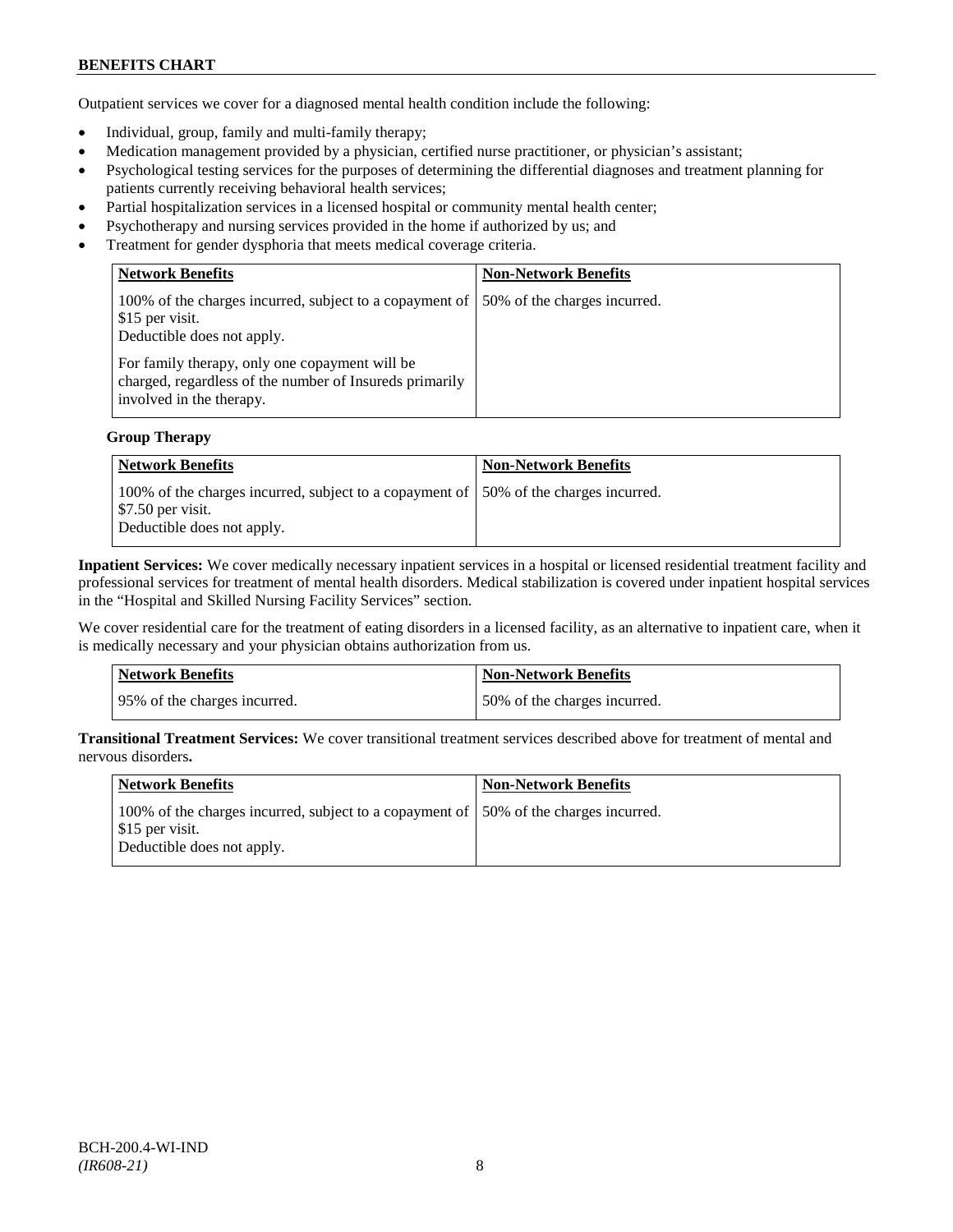Outpatient services we cover for a diagnosed mental health condition include the following:

- Individual, group, family and multi-family therapy;
- Medication management provided by a physician, certified nurse practitioner, or physician's assistant;
- Psychological testing services for the purposes of determining the differential diagnoses and treatment planning for patients currently receiving behavioral health services;
- Partial hospitalization services in a licensed hospital or community mental health center;
- Psychotherapy and nursing services provided in the home if authorized by us; and
- Treatment for gender dysphoria that meets medical coverage criteria.

| Network Benefits | Non-Network Benefits |
|---|---|
| 100% of the charges incurred, subject to a copayment of $15 per visit.<br>Deductible does not apply.<br><br>For family therapy, only one copayment will be charged, regardless of the number of Insureds primarily involved in the therapy. | 50% of the charges incurred. |

**Group Therapy**

| Network Benefits | Non-Network Benefits |
|---|---|
| 100% of the charges incurred, subject to a copayment of $7.50 per visit.<br>Deductible does not apply. | 50% of the charges incurred. |

**Inpatient Services:** We cover medically necessary inpatient services in a hospital or licensed residential treatment facility and professional services for treatment of mental health disorders. Medical stabilization is covered under inpatient hospital services in the "Hospital and Skilled Nursing Facility Services" section.

We cover residential care for the treatment of eating disorders in a licensed facility, as an alternative to inpatient care, when it is medically necessary and your physician obtains authorization from us.

| Network Benefits | Non-Network Benefits |
|---|---|
| 95% of the charges incurred. | 50% of the charges incurred. |

**Transitional Treatment Services:** We cover transitional treatment services described above for treatment of mental and nervous disorders**.**

| Network Benefits | Non-Network Benefits |
|---|---|
| 100% of the charges incurred, subject to a copayment of $15 per visit.<br>Deductible does not apply. | 50% of the charges incurred. |

BCH-200.4-WI-IND
*(IR608-21)*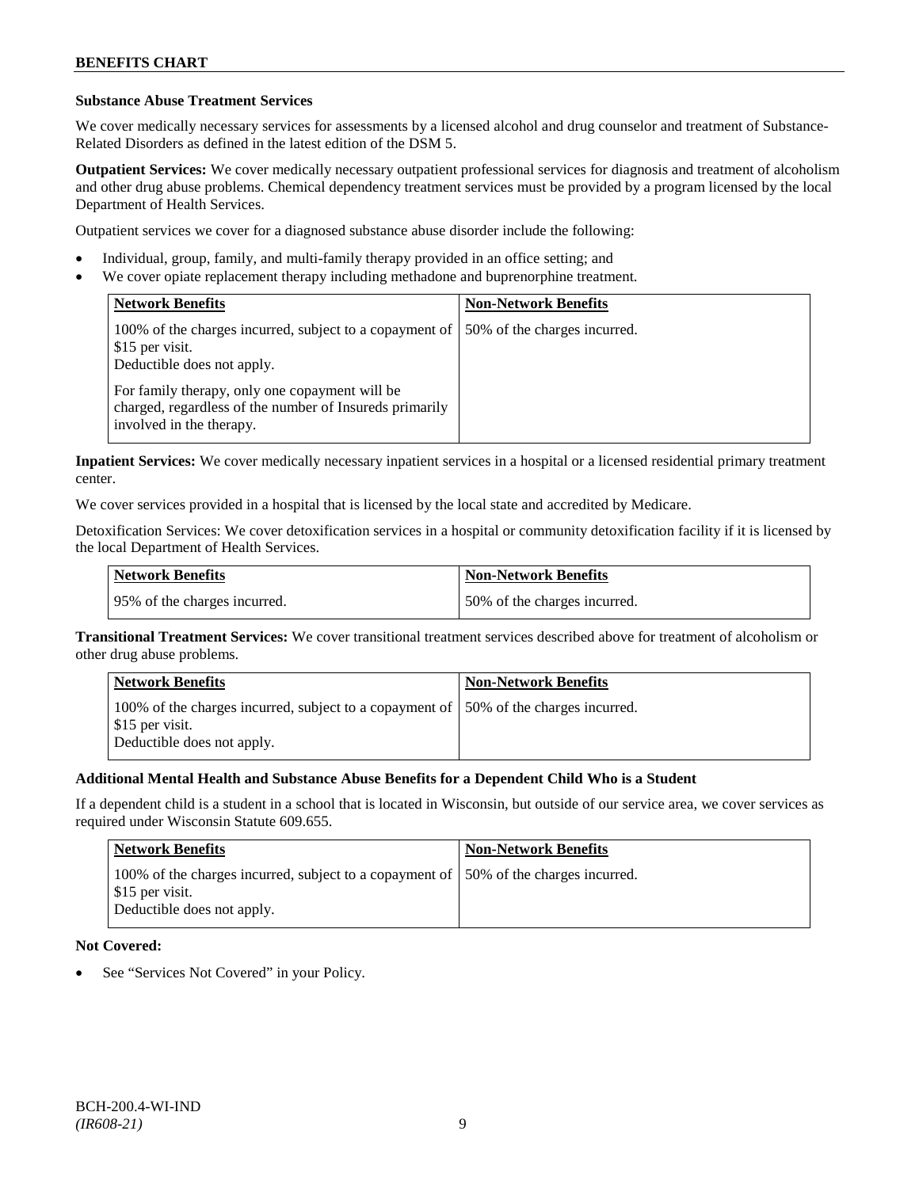### Substance Abuse Treatment Services

We cover medically necessary services for assessments by a licensed alcohol and drug counselor and treatment of Substance-Related Disorders as defined in the latest edition of the DSM 5.

**Outpatient Services:** We cover medically necessary outpatient professional services for diagnosis and treatment of alcoholism and other drug abuse problems. Chemical dependency treatment services must be provided by a program licensed by the local Department of Health Services.

Outpatient services we cover for a diagnosed substance abuse disorder include the following:

- Individual, group, family, and multi-family therapy provided in an office setting; and
- We cover opiate replacement therapy including methadone and buprenorphine treatment.

| Network Benefits | Non-Network Benefits |
|---|---|
| 100% of the charges incurred, subject to a copayment of $15 per visit.<br>Deductible does not apply.<br><br>For family therapy, only one copayment will be charged, regardless of the number of Insureds primarily involved in the therapy. | 50% of the charges incurred. |

**Inpatient Services:** We cover medically necessary inpatient services in a hospital or a licensed residential primary treatment center.

We cover services provided in a hospital that is licensed by the local state and accredited by Medicare.

Detoxification Services: We cover detoxification services in a hospital or community detoxification facility if it is licensed by the local Department of Health Services.

| Network Benefits | Non-Network Benefits |
|---|---|
| 95% of the charges incurred. | 50% of the charges incurred. |

**Transitional Treatment Services:** We cover transitional treatment services described above for treatment of alcoholism or other drug abuse problems.

| Network Benefits | Non-Network Benefits |
|---|---|
| 100% of the charges incurred, subject to a copayment of $15 per visit.<br>Deductible does not apply. | 50% of the charges incurred. |

### Additional Mental Health and Substance Abuse Benefits for a Dependent Child Who is a Student

If a dependent child is a student in a school that is located in Wisconsin, but outside of our service area, we cover services as required under Wisconsin Statute 609.655.

| Network Benefits | Non-Network Benefits |
|---|---|
| 100% of the charges incurred, subject to a copayment of $15 per visit.<br>Deductible does not apply. | 50% of the charges incurred. |

**Not Covered:**

- See "Services Not Covered" in your Policy.

BCH-200.4-WI-IND
*(IR608-21)*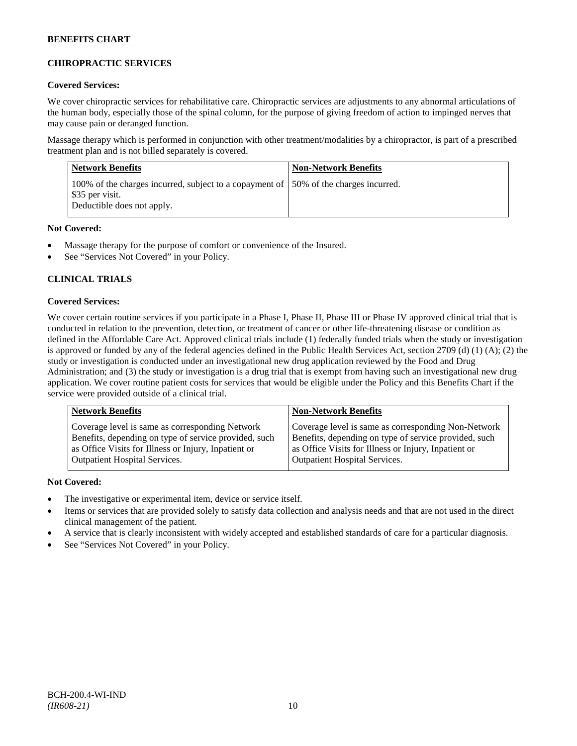## CHIROPRACTIC SERVICES

**Covered Services:**

We cover chiropractic services for rehabilitative care. Chiropractic services are adjustments to any abnormal articulations of the human body, especially those of the spinal column, for the purpose of giving freedom of action to impinged nerves that may cause pain or deranged function.

Massage therapy which is performed in conjunction with other treatment/modalities by a chiropractor, is part of a prescribed treatment plan and is not billed separately is covered.

| Network Benefits | Non-Network Benefits |
|---|---|
| 100% of the charges incurred, subject to a copayment of $35 per visit.<br>Deductible does not apply. | 50% of the charges incurred. |

**Not Covered:**

- Massage therapy for the purpose of comfort or convenience of the Insured.
- See "Services Not Covered" in your Policy.

## CLINICAL TRIALS

**Covered Services:**

We cover certain routine services if you participate in a Phase I, Phase II, Phase III or Phase IV approved clinical trial that is conducted in relation to the prevention, detection, or treatment of cancer or other life-threatening disease or condition as defined in the Affordable Care Act. Approved clinical trials include (1) federally funded trials when the study or investigation is approved or funded by any of the federal agencies defined in the Public Health Services Act, section 2709 (d) (1) (A); (2) the study or investigation is conducted under an investigational new drug application reviewed by the Food and Drug Administration; and (3) the study or investigation is a drug trial that is exempt from having such an investigational new drug application. We cover routine patient costs for services that would be eligible under the Policy and this Benefits Chart if the service were provided outside of a clinical trial.

| Network Benefits | Non-Network Benefits |
|---|---|
| Coverage level is same as corresponding Network Benefits, depending on type of service provided, such as Office Visits for Illness or Injury, Inpatient or Outpatient Hospital Services. | Coverage level is same as corresponding Non-Network Benefits, depending on type of service provided, such as Office Visits for Illness or Injury, Inpatient or Outpatient Hospital Services. |

**Not Covered:**

- The investigative or experimental item, device or service itself.
- Items or services that are provided solely to satisfy data collection and analysis needs and that are not used in the direct clinical management of the patient.
- A service that is clearly inconsistent with widely accepted and established standards of care for a particular diagnosis.
- See "Services Not Covered" in your Policy.

BCH-200.4-WI-IND
*(IR608-21)*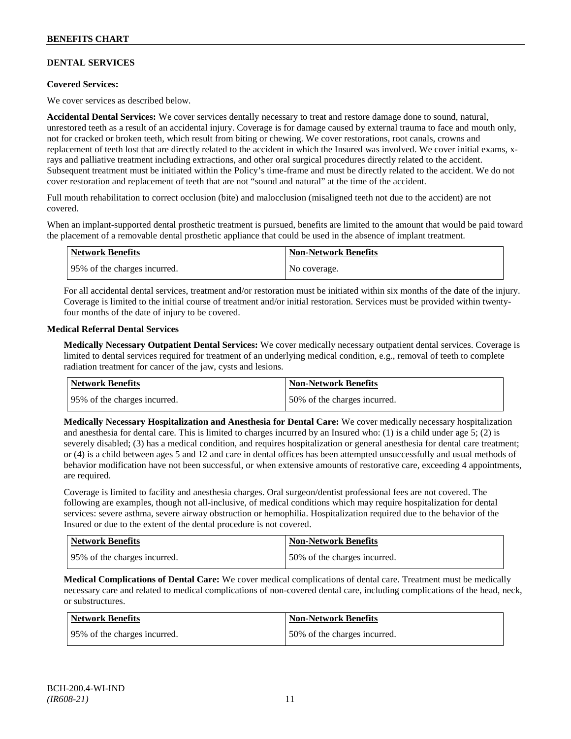## DENTAL SERVICES

**Covered Services:**

We cover services as described below.

**Accidental Dental Services:** We cover services dentally necessary to treat and restore damage done to sound, natural, unrestored teeth as a result of an accidental injury. Coverage is for damage caused by external trauma to face and mouth only, not for cracked or broken teeth, which result from biting or chewing. We cover restorations, root canals, crowns and replacement of teeth lost that are directly related to the accident in which the Insured was involved. We cover initial exams, x-rays and palliative treatment including extractions, and other oral surgical procedures directly related to the accident. Subsequent treatment must be initiated within the Policy's time-frame and must be directly related to the accident. We do not cover restoration and replacement of teeth that are not "sound and natural" at the time of the accident.

Full mouth rehabilitation to correct occlusion (bite) and malocclusion (misaligned teeth not due to the accident) are not covered.

When an implant-supported dental prosthetic treatment is pursued, benefits are limited to the amount that would be paid toward the placement of a removable dental prosthetic appliance that could be used in the absence of implant treatment.

| Network Benefits | Non-Network Benefits |
|---|---|
| 95% of the charges incurred. | No coverage. |

For all accidental dental services, treatment and/or restoration must be initiated within six months of the date of the injury. Coverage is limited to the initial course of treatment and/or initial restoration. Services must be provided within twenty-four months of the date of injury to be covered.

**Medical Referral Dental Services**

**Medically Necessary Outpatient Dental Services:** We cover medically necessary outpatient dental services. Coverage is limited to dental services required for treatment of an underlying medical condition, e.g., removal of teeth to complete radiation treatment for cancer of the jaw, cysts and lesions.

| Network Benefits | Non-Network Benefits |
|---|---|
| 95% of the charges incurred. | 50% of the charges incurred. |

**Medically Necessary Hospitalization and Anesthesia for Dental Care:** We cover medically necessary hospitalization and anesthesia for dental care. This is limited to charges incurred by an Insured who: (1) is a child under age 5; (2) is severely disabled; (3) has a medical condition, and requires hospitalization or general anesthesia for dental care treatment; or (4) is a child between ages 5 and 12 and care in dental offices has been attempted unsuccessfully and usual methods of behavior modification have not been successful, or when extensive amounts of restorative care, exceeding 4 appointments, are required.

Coverage is limited to facility and anesthesia charges. Oral surgeon/dentist professional fees are not covered. The following are examples, though not all-inclusive, of medical conditions which may require hospitalization for dental services: severe asthma, severe airway obstruction or hemophilia. Hospitalization required due to the behavior of the Insured or due to the extent of the dental procedure is not covered.

| Network Benefits | Non-Network Benefits |
|---|---|
| 95% of the charges incurred. | 50% of the charges incurred. |

**Medical Complications of Dental Care:** We cover medical complications of dental care. Treatment must be medically necessary care and related to medical complications of non-covered dental care, including complications of the head, neck, or substructures.

| Network Benefits | Non-Network Benefits |
|---|---|
| 95% of the charges incurred. | 50% of the charges incurred. |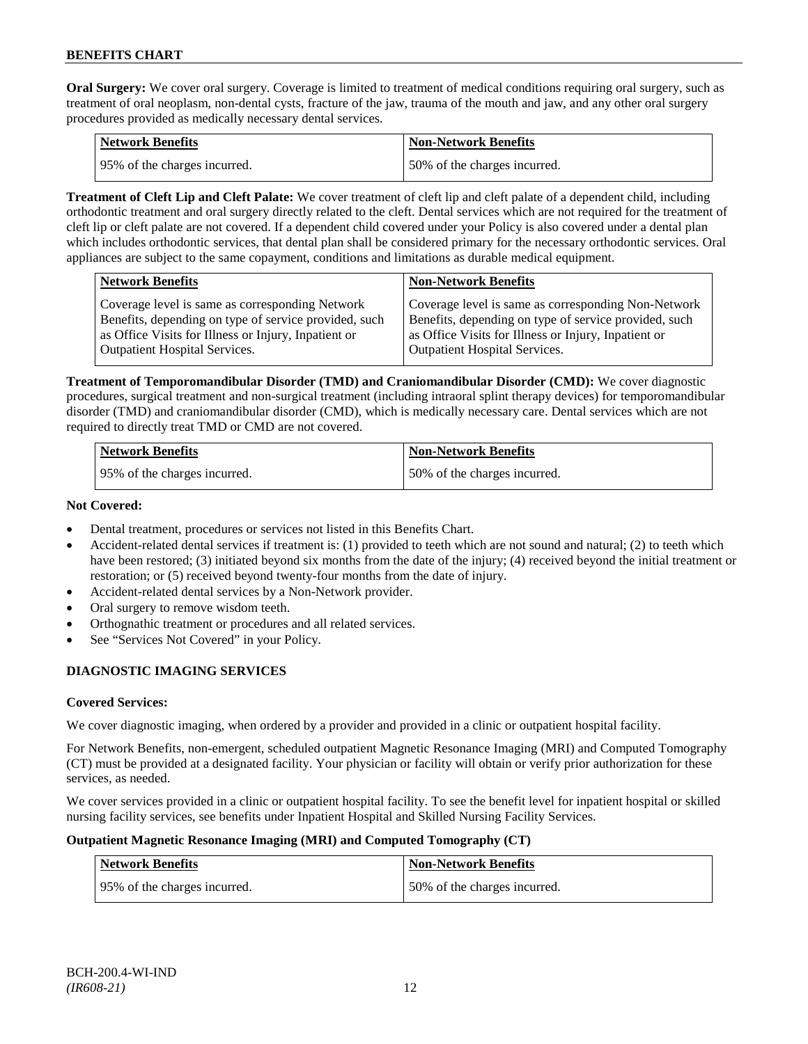**Oral Surgery:** We cover oral surgery. Coverage is limited to treatment of medical conditions requiring oral surgery, such as treatment of oral neoplasm, non-dental cysts, fracture of the jaw, trauma of the mouth and jaw, and any other oral surgery procedures provided as medically necessary dental services.

| Network Benefits | Non-Network Benefits |
|---|---|
| 95% of the charges incurred. | 50% of the charges incurred. |

**Treatment of Cleft Lip and Cleft Palate:** We cover treatment of cleft lip and cleft palate of a dependent child, including orthodontic treatment and oral surgery directly related to the cleft. Dental services which are not required for the treatment of cleft lip or cleft palate are not covered. If a dependent child covered under your Policy is also covered under a dental plan which includes orthodontic services, that dental plan shall be considered primary for the necessary orthodontic services. Oral appliances are subject to the same copayment, conditions and limitations as durable medical equipment.

| Network Benefits | Non-Network Benefits |
|---|---|
| Coverage level is same as corresponding Network Benefits, depending on type of service provided, such as Office Visits for Illness or Injury, Inpatient or Outpatient Hospital Services. | Coverage level is same as corresponding Non-Network Benefits, depending on type of service provided, such as Office Visits for Illness or Injury, Inpatient or Outpatient Hospital Services. |

**Treatment of Temporomandibular Disorder (TMD) and Craniomandibular Disorder (CMD):** We cover diagnostic procedures, surgical treatment and non-surgical treatment (including intraoral splint therapy devices) for temporomandibular disorder (TMD) and craniomandibular disorder (CMD), which is medically necessary care. Dental services which are not required to directly treat TMD or CMD are not covered.

| Network Benefits | Non-Network Benefits |
|---|---|
| 95% of the charges incurred. | 50% of the charges incurred. |

**Not Covered:**

- Dental treatment, procedures or services not listed in this Benefits Chart.
- Accident-related dental services if treatment is: (1) provided to teeth which are not sound and natural; (2) to teeth which have been restored; (3) initiated beyond six months from the date of the injury; (4) received beyond the initial treatment or restoration; or (5) received beyond twenty-four months from the date of injury.
- Accident-related dental services by a Non-Network provider.
- Oral surgery to remove wisdom teeth.
- Orthognathic treatment or procedures and all related services.
- See "Services Not Covered" in your Policy.

## DIAGNOSTIC IMAGING SERVICES

**Covered Services:**

We cover diagnostic imaging, when ordered by a provider and provided in a clinic or outpatient hospital facility.

For Network Benefits, non-emergent, scheduled outpatient Magnetic Resonance Imaging (MRI) and Computed Tomography (CT) must be provided at a designated facility. Your physician or facility will obtain or verify prior authorization for these services, as needed.

We cover services provided in a clinic or outpatient hospital facility. To see the benefit level for inpatient hospital or skilled nursing facility services, see benefits under Inpatient Hospital and Skilled Nursing Facility Services.

**Outpatient Magnetic Resonance Imaging (MRI) and Computed Tomography (CT)**

| Network Benefits | Non-Network Benefits |
|---|---|
| 95% of the charges incurred. | 50% of the charges incurred. |

BCH-200.4-WI-IND
*(IR608-21)*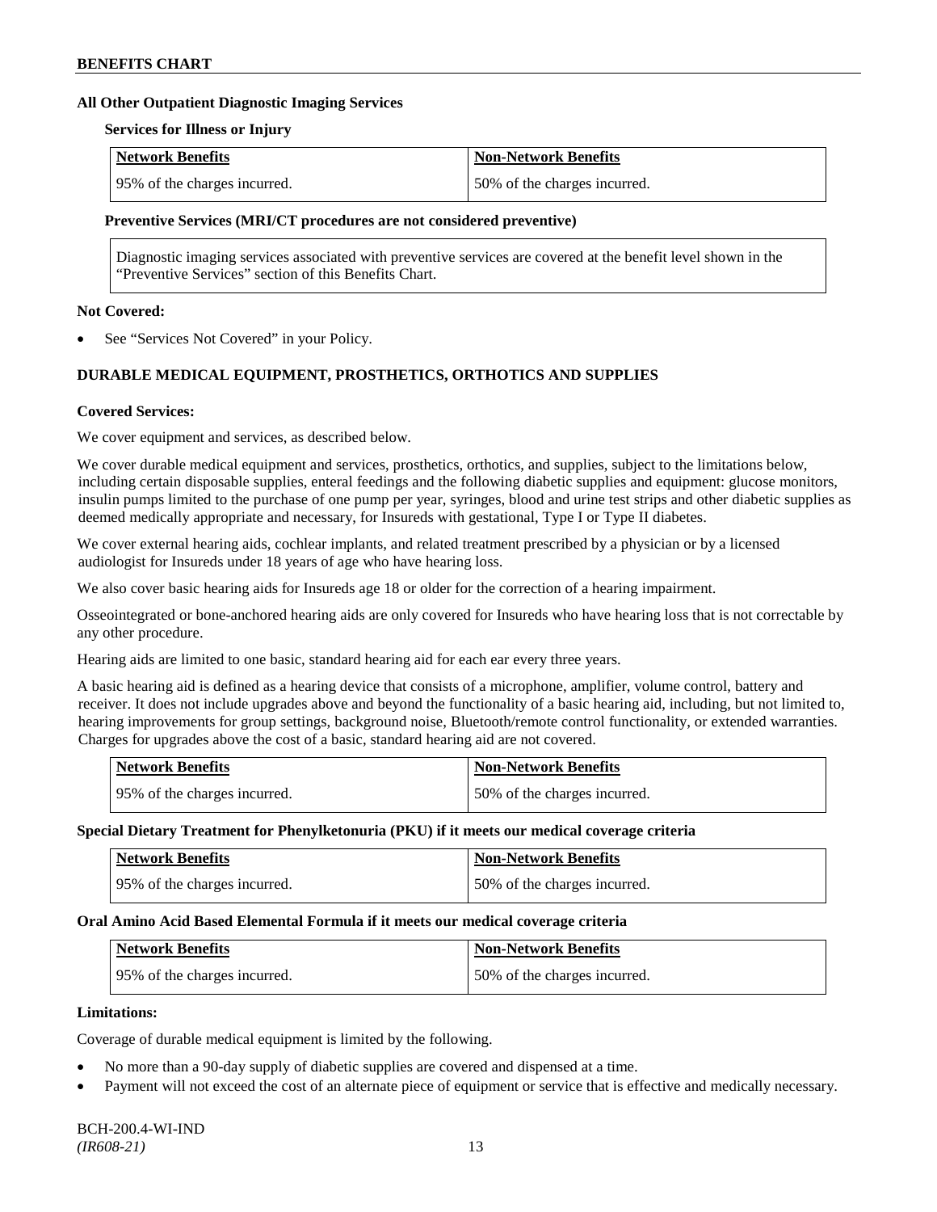## All Other Outpatient Diagnostic Imaging Services

### Services for Illness or Injury

| Network Benefits | Non-Network Benefits |
|---|---|
| 95% of the charges incurred. | 50% of the charges incurred. |

### Preventive Services (MRI/CT procedures are not considered preventive)

Diagnostic imaging services associated with preventive services are covered at the benefit level shown in the "Preventive Services" section of this Benefits Chart.

**Not Covered:**

- See "Services Not Covered" in your Policy.

## DURABLE MEDICAL EQUIPMENT, PROSTHETICS, ORTHOTICS AND SUPPLIES

**Covered Services:**

We cover equipment and services, as described below.

We cover durable medical equipment and services, prosthetics, orthotics, and supplies, subject to the limitations below, including certain disposable supplies, enteral feedings and the following diabetic supplies and equipment: glucose monitors, insulin pumps limited to the purchase of one pump per year, syringes, blood and urine test strips and other diabetic supplies as deemed medically appropriate and necessary, for Insureds with gestational, Type I or Type II diabetes.

We cover external hearing aids, cochlear implants, and related treatment prescribed by a physician or by a licensed audiologist for Insureds under 18 years of age who have hearing loss.

We also cover basic hearing aids for Insureds age 18 or older for the correction of a hearing impairment.

Osseointegrated or bone-anchored hearing aids are only covered for Insureds who have hearing loss that is not correctable by any other procedure.

Hearing aids are limited to one basic, standard hearing aid for each ear every three years.

A basic hearing aid is defined as a hearing device that consists of a microphone, amplifier, volume control, battery and receiver. It does not include upgrades above and beyond the functionality of a basic hearing aid, including, but not limited to, hearing improvements for group settings, background noise, Bluetooth/remote control functionality, or extended warranties. Charges for upgrades above the cost of a basic, standard hearing aid are not covered.

| Network Benefits | Non-Network Benefits |
|---|---|
| 95% of the charges incurred. | 50% of the charges incurred. |

**Special Dietary Treatment for Phenylketonuria (PKU) if it meets our medical coverage criteria**

| Network Benefits | Non-Network Benefits |
|---|---|
| 95% of the charges incurred. | 50% of the charges incurred. |

**Oral Amino Acid Based Elemental Formula if it meets our medical coverage criteria**

| Network Benefits | Non-Network Benefits |
|---|---|
| 95% of the charges incurred. | 50% of the charges incurred. |

**Limitations:**

Coverage of durable medical equipment is limited by the following.

- No more than a 90-day supply of diabetic supplies are covered and dispensed at a time.
- Payment will not exceed the cost of an alternate piece of equipment or service that is effective and medically necessary.

BCH-200.4-WI-IND
*(IR608-21)*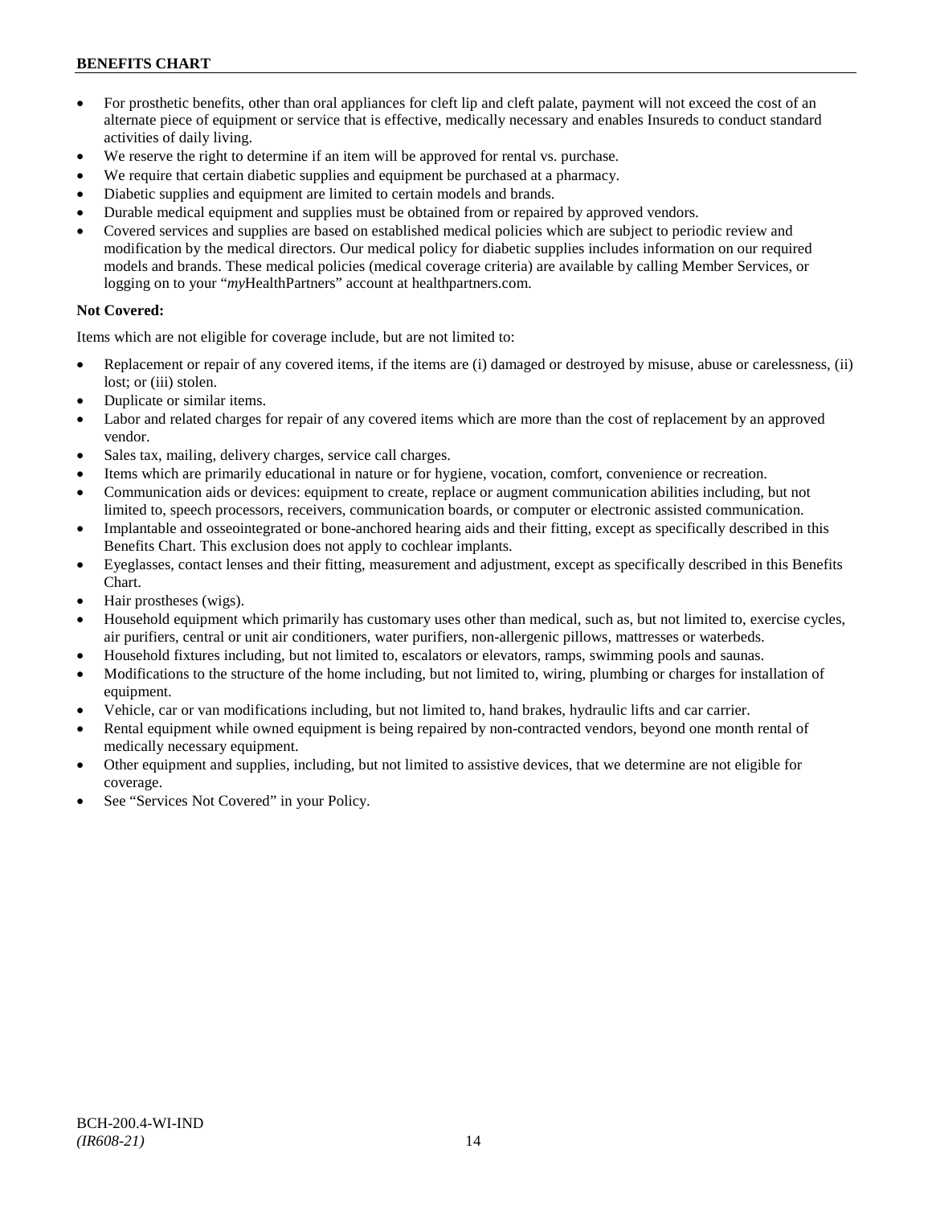- For prosthetic benefits, other than oral appliances for cleft lip and cleft palate, payment will not exceed the cost of an alternate piece of equipment or service that is effective, medically necessary and enables Insureds to conduct standard activities of daily living.
- We reserve the right to determine if an item will be approved for rental vs. purchase.
- We require that certain diabetic supplies and equipment be purchased at a pharmacy.
- Diabetic supplies and equipment are limited to certain models and brands.
- Durable medical equipment and supplies must be obtained from or repaired by approved vendors.
- Covered services and supplies are based on established medical policies which are subject to periodic review and modification by the medical directors. Our medical policy for diabetic supplies includes information on our required models and brands. These medical policies (medical coverage criteria) are available by calling Member Services, or logging on to your "*my*HealthPartners" account at healthpartners.com.

**Not Covered:**

Items which are not eligible for coverage include, but are not limited to:

- Replacement or repair of any covered items, if the items are (i) damaged or destroyed by misuse, abuse or carelessness, (ii) lost; or (iii) stolen.
- Duplicate or similar items.
- Labor and related charges for repair of any covered items which are more than the cost of replacement by an approved vendor.
- Sales tax, mailing, delivery charges, service call charges.
- Items which are primarily educational in nature or for hygiene, vocation, comfort, convenience or recreation.
- Communication aids or devices: equipment to create, replace or augment communication abilities including, but not limited to, speech processors, receivers, communication boards, or computer or electronic assisted communication.
- Implantable and osseointegrated or bone-anchored hearing aids and their fitting, except as specifically described in this Benefits Chart. This exclusion does not apply to cochlear implants.
- Eyeglasses, contact lenses and their fitting, measurement and adjustment, except as specifically described in this Benefits Chart.
- Hair prostheses (wigs).
- Household equipment which primarily has customary uses other than medical, such as, but not limited to, exercise cycles, air purifiers, central or unit air conditioners, water purifiers, non-allergenic pillows, mattresses or waterbeds.
- Household fixtures including, but not limited to, escalators or elevators, ramps, swimming pools and saunas.
- Modifications to the structure of the home including, but not limited to, wiring, plumbing or charges for installation of equipment.
- Vehicle, car or van modifications including, but not limited to, hand brakes, hydraulic lifts and car carrier.
- Rental equipment while owned equipment is being repaired by non-contracted vendors, beyond one month rental of medically necessary equipment.
- Other equipment and supplies, including, but not limited to assistive devices, that we determine are not eligible for coverage.
- See "Services Not Covered" in your Policy.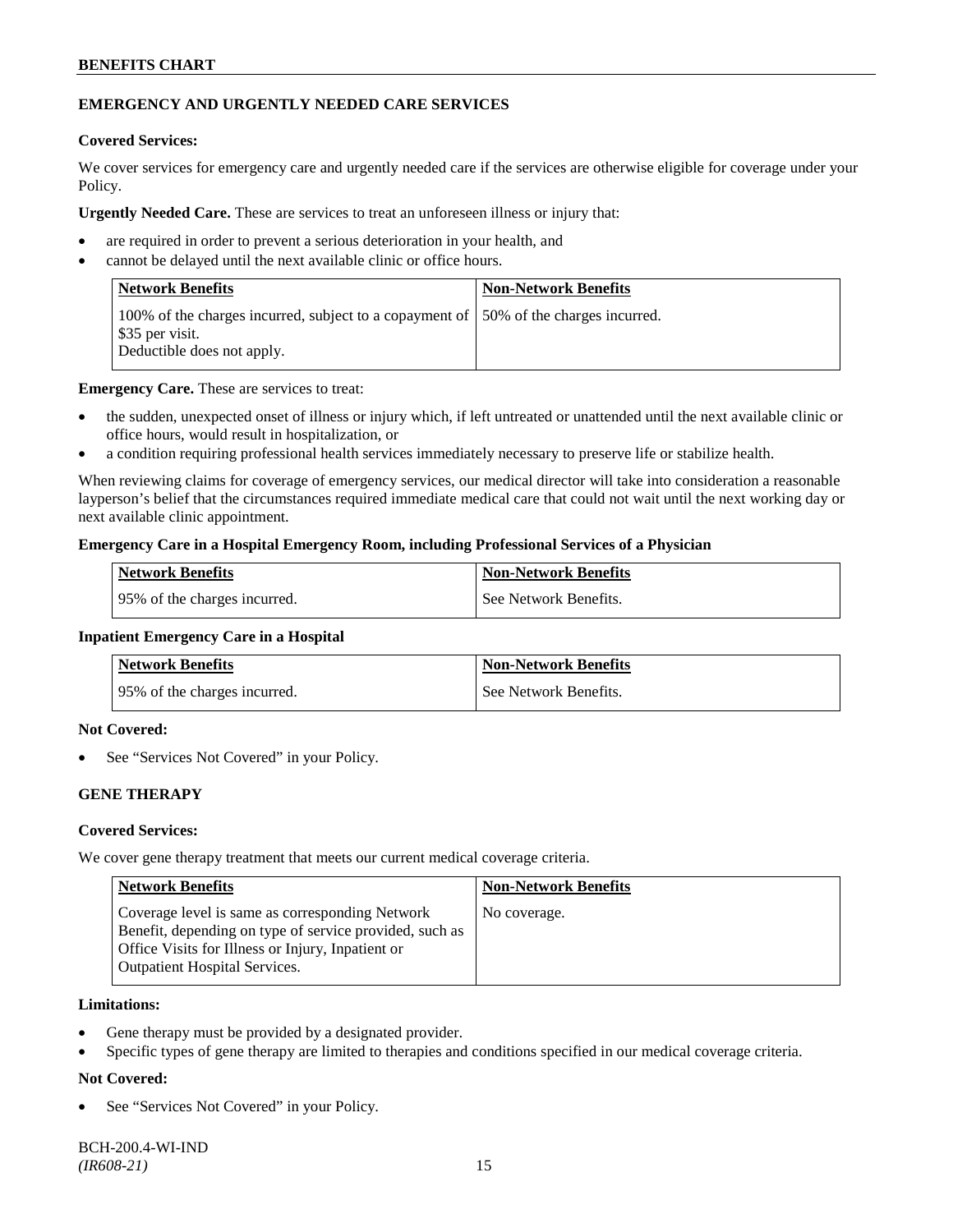### EMERGENCY AND URGENTLY NEEDED CARE SERVICES

**Covered Services:**

We cover services for emergency care and urgently needed care if the services are otherwise eligible for coverage under your Policy.

**Urgently Needed Care.** These are services to treat an unforeseen illness or injury that:

- are required in order to prevent a serious deterioration in your health, and
- cannot be delayed until the next available clinic or office hours.

| Network Benefits | Non-Network Benefits |
|---|---|
| 100% of the charges incurred, subject to a copayment of $35 per visit. Deductible does not apply. | 50% of the charges incurred. |

**Emergency Care.** These are services to treat:

- the sudden, unexpected onset of illness or injury which, if left untreated or unattended until the next available clinic or office hours, would result in hospitalization, or
- a condition requiring professional health services immediately necessary to preserve life or stabilize health.

When reviewing claims for coverage of emergency services, our medical director will take into consideration a reasonable layperson's belief that the circumstances required immediate medical care that could not wait until the next working day or next available clinic appointment.

**Emergency Care in a Hospital Emergency Room, including Professional Services of a Physician**

| Network Benefits | Non-Network Benefits |
|---|---|
| 95% of the charges incurred. | See Network Benefits. |

**Inpatient Emergency Care in a Hospital**

| Network Benefits | Non-Network Benefits |
|---|---|
| 95% of the charges incurred. | See Network Benefits. |

**Not Covered:**

- See "Services Not Covered" in your Policy.

### GENE THERAPY

**Covered Services:**

We cover gene therapy treatment that meets our current medical coverage criteria.

| Network Benefits | Non-Network Benefits |
|---|---|
| Coverage level is same as corresponding Network Benefit, depending on type of service provided, such as Office Visits for Illness or Injury, Inpatient or Outpatient Hospital Services. | No coverage. |

**Limitations:**

- Gene therapy must be provided by a designated provider.
- Specific types of gene therapy are limited to therapies and conditions specified in our medical coverage criteria.

**Not Covered:**

- See "Services Not Covered" in your Policy.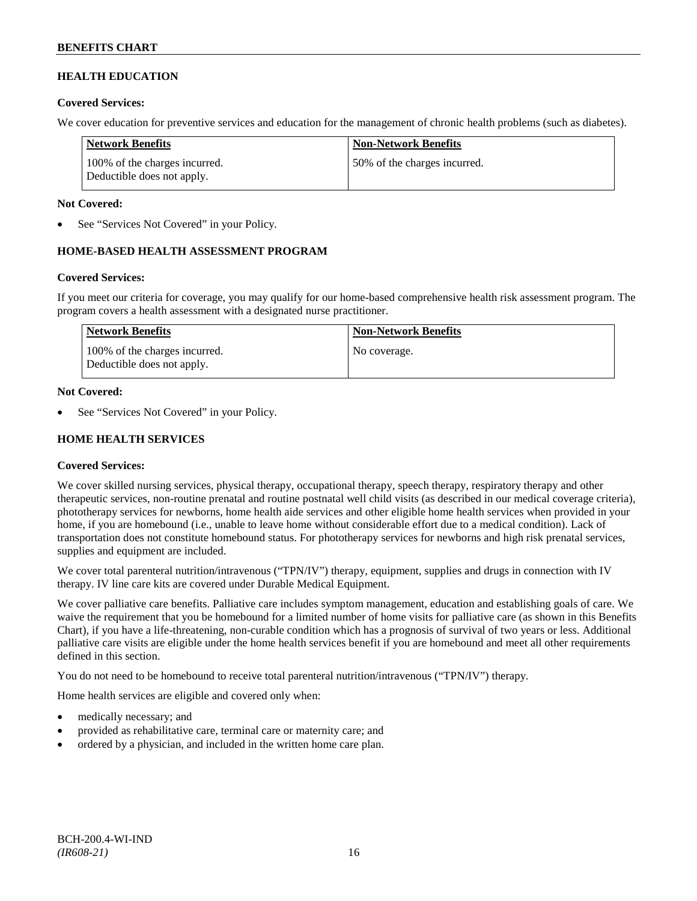## HEALTH EDUCATION

**Covered Services:**

We cover education for preventive services and education for the management of chronic health problems (such as diabetes).

| Network Benefits | Non-Network Benefits |
|---|---|
| 100% of the charges incurred. Deductible does not apply. | 50% of the charges incurred. |

**Not Covered:**

- See "Services Not Covered" in your Policy.

## HOME-BASED HEALTH ASSESSMENT PROGRAM

**Covered Services:**

If you meet our criteria for coverage, you may qualify for our home-based comprehensive health risk assessment program. The program covers a health assessment with a designated nurse practitioner.

| Network Benefits | Non-Network Benefits |
|---|---|
| 100% of the charges incurred. Deductible does not apply. | No coverage. |

**Not Covered:**

- See "Services Not Covered" in your Policy.

## HOME HEALTH SERVICES

**Covered Services:**

We cover skilled nursing services, physical therapy, occupational therapy, speech therapy, respiratory therapy and other therapeutic services, non-routine prenatal and routine postnatal well child visits (as described in our medical coverage criteria), phototherapy services for newborns, home health aide services and other eligible home health services when provided in your home, if you are homebound (i.e., unable to leave home without considerable effort due to a medical condition). Lack of transportation does not constitute homebound status. For phototherapy services for newborns and high risk prenatal services, supplies and equipment are included.

We cover total parenteral nutrition/intravenous ("TPN/IV") therapy, equipment, supplies and drugs in connection with IV therapy. IV line care kits are covered under Durable Medical Equipment.

We cover palliative care benefits. Palliative care includes symptom management, education and establishing goals of care. We waive the requirement that you be homebound for a limited number of home visits for palliative care (as shown in this Benefits Chart), if you have a life-threatening, non-curable condition which has a prognosis of survival of two years or less. Additional palliative care visits are eligible under the home health services benefit if you are homebound and meet all other requirements defined in this section.

You do not need to be homebound to receive total parenteral nutrition/intravenous ("TPN/IV") therapy.

Home health services are eligible and covered only when:

- medically necessary; and
- provided as rehabilitative care, terminal care or maternity care; and
- ordered by a physician, and included in the written home care plan.

BCH-200.4-WI-IND
*(IR608-21)*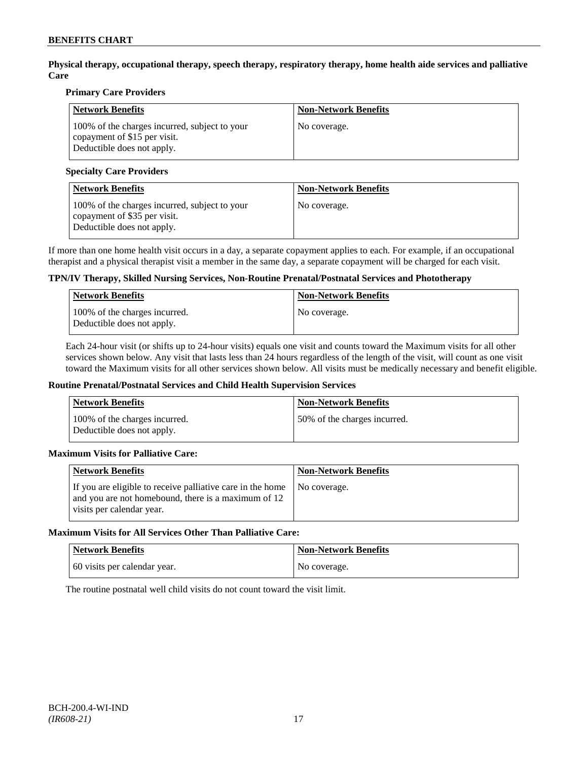**Physical therapy, occupational therapy, speech therapy, respiratory therapy, home health aide services and palliative Care**

**Primary Care Providers**

| Network Benefits | Non-Network Benefits |
| --- | --- |
| 100% of the charges incurred, subject to your copayment of $15 per visit. Deductible does not apply. | No coverage. |

**Specialty Care Providers**

| Network Benefits | Non-Network Benefits |
| --- | --- |
| 100% of the charges incurred, subject to your copayment of $35 per visit. Deductible does not apply. | No coverage. |

If more than one home health visit occurs in a day, a separate copayment applies to each. For example, if an occupational therapist and a physical therapist visit a member in the same day, a separate copayment will be charged for each visit.

**TPN/IV Therapy, Skilled Nursing Services, Non-Routine Prenatal/Postnatal Services and Phototherapy**

| Network Benefits | Non-Network Benefits |
| --- | --- |
| 100% of the charges incurred. Deductible does not apply. | No coverage. |

Each 24-hour visit (or shifts up to 24-hour visits) equals one visit and counts toward the Maximum visits for all other services shown below. Any visit that lasts less than 24 hours regardless of the length of the visit, will count as one visit toward the Maximum visits for all other services shown below. All visits must be medically necessary and benefit eligible.

**Routine Prenatal/Postnatal Services and Child Health Supervision Services**

| Network Benefits | Non-Network Benefits |
| --- | --- |
| 100% of the charges incurred. Deductible does not apply. | 50% of the charges incurred. |

**Maximum Visits for Palliative Care:**

| Network Benefits | Non-Network Benefits |
| --- | --- |
| If you are eligible to receive palliative care in the home and you are not homebound, there is a maximum of 12 visits per calendar year. | No coverage. |

**Maximum Visits for All Services Other Than Palliative Care:**

| Network Benefits | Non-Network Benefits |
| --- | --- |
| 60 visits per calendar year. | No coverage. |

The routine postnatal well child visits do not count toward the visit limit.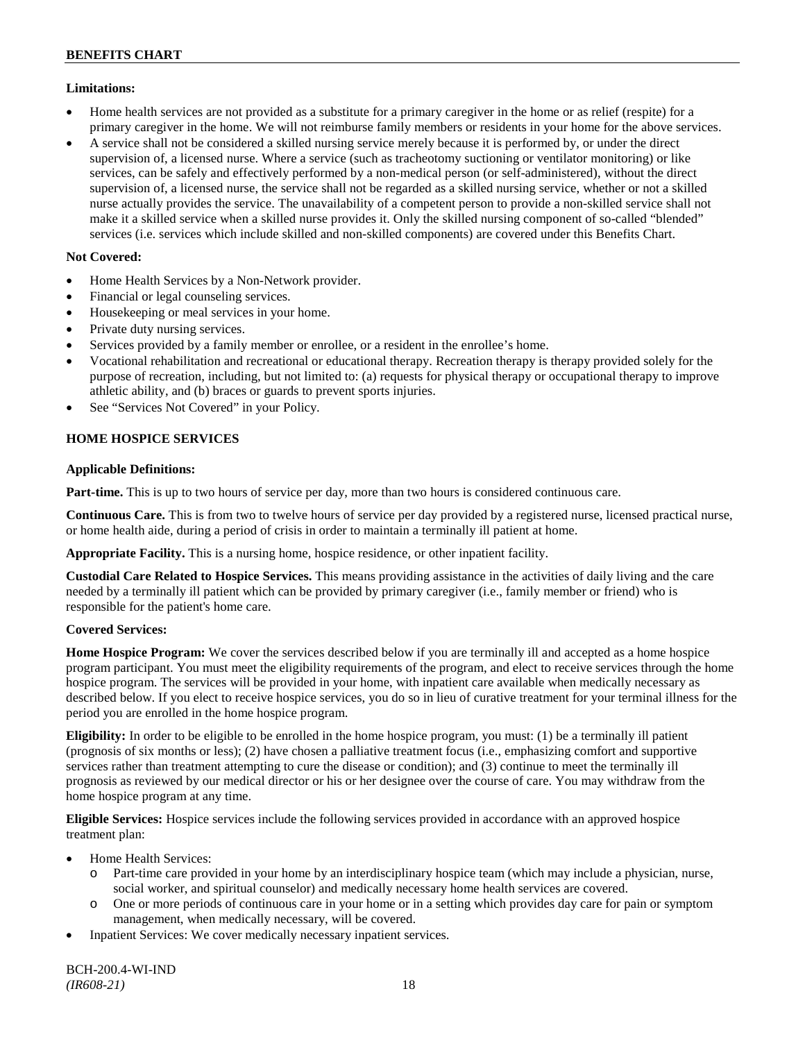**Limitations:**

- Home health services are not provided as a substitute for a primary caregiver in the home or as relief (respite) for a primary caregiver in the home. We will not reimburse family members or residents in your home for the above services.
- A service shall not be considered a skilled nursing service merely because it is performed by, or under the direct supervision of, a licensed nurse. Where a service (such as tracheotomy suctioning or ventilator monitoring) or like services, can be safely and effectively performed by a non-medical person (or self-administered), without the direct supervision of, a licensed nurse, the service shall not be regarded as a skilled nursing service, whether or not a skilled nurse actually provides the service. The unavailability of a competent person to provide a non-skilled service shall not make it a skilled service when a skilled nurse provides it. Only the skilled nursing component of so-called "blended" services (i.e. services which include skilled and non-skilled components) are covered under this Benefits Chart.

**Not Covered:**

- Home Health Services by a Non-Network provider.
- Financial or legal counseling services.
- Housekeeping or meal services in your home.
- Private duty nursing services.
- Services provided by a family member or enrollee, or a resident in the enrollee's home.
- Vocational rehabilitation and recreational or educational therapy. Recreation therapy is therapy provided solely for the purpose of recreation, including, but not limited to: (a) requests for physical therapy or occupational therapy to improve athletic ability, and (b) braces or guards to prevent sports injuries.
- See "Services Not Covered" in your Policy.

**HOME HOSPICE SERVICES**

**Applicable Definitions:**

**Part-time.** This is up to two hours of service per day, more than two hours is considered continuous care.

**Continuous Care.** This is from two to twelve hours of service per day provided by a registered nurse, licensed practical nurse, or home health aide, during a period of crisis in order to maintain a terminally ill patient at home.

**Appropriate Facility.** This is a nursing home, hospice residence, or other inpatient facility.

**Custodial Care Related to Hospice Services.** This means providing assistance in the activities of daily living and the care needed by a terminally ill patient which can be provided by primary caregiver (i.e., family member or friend) who is responsible for the patient's home care.

**Covered Services:**

**Home Hospice Program:** We cover the services described below if you are terminally ill and accepted as a home hospice program participant. You must meet the eligibility requirements of the program, and elect to receive services through the home hospice program. The services will be provided in your home, with inpatient care available when medically necessary as described below. If you elect to receive hospice services, you do so in lieu of curative treatment for your terminal illness for the period you are enrolled in the home hospice program.

**Eligibility:** In order to be eligible to be enrolled in the home hospice program, you must: (1) be a terminally ill patient (prognosis of six months or less); (2) have chosen a palliative treatment focus (i.e., emphasizing comfort and supportive services rather than treatment attempting to cure the disease or condition); and (3) continue to meet the terminally ill prognosis as reviewed by our medical director or his or her designee over the course of care. You may withdraw from the home hospice program at any time.

**Eligible Services:** Hospice services include the following services provided in accordance with an approved hospice treatment plan:

- Home Health Services:
  - Part-time care provided in your home by an interdisciplinary hospice team (which may include a physician, nurse, social worker, and spiritual counselor) and medically necessary home health services are covered.
  - One or more periods of continuous care in your home or in a setting which provides day care for pain or symptom management, when medically necessary, will be covered.
- Inpatient Services: We cover medically necessary inpatient services.

BCH-200.4-WI-IND
*(IR608-21)*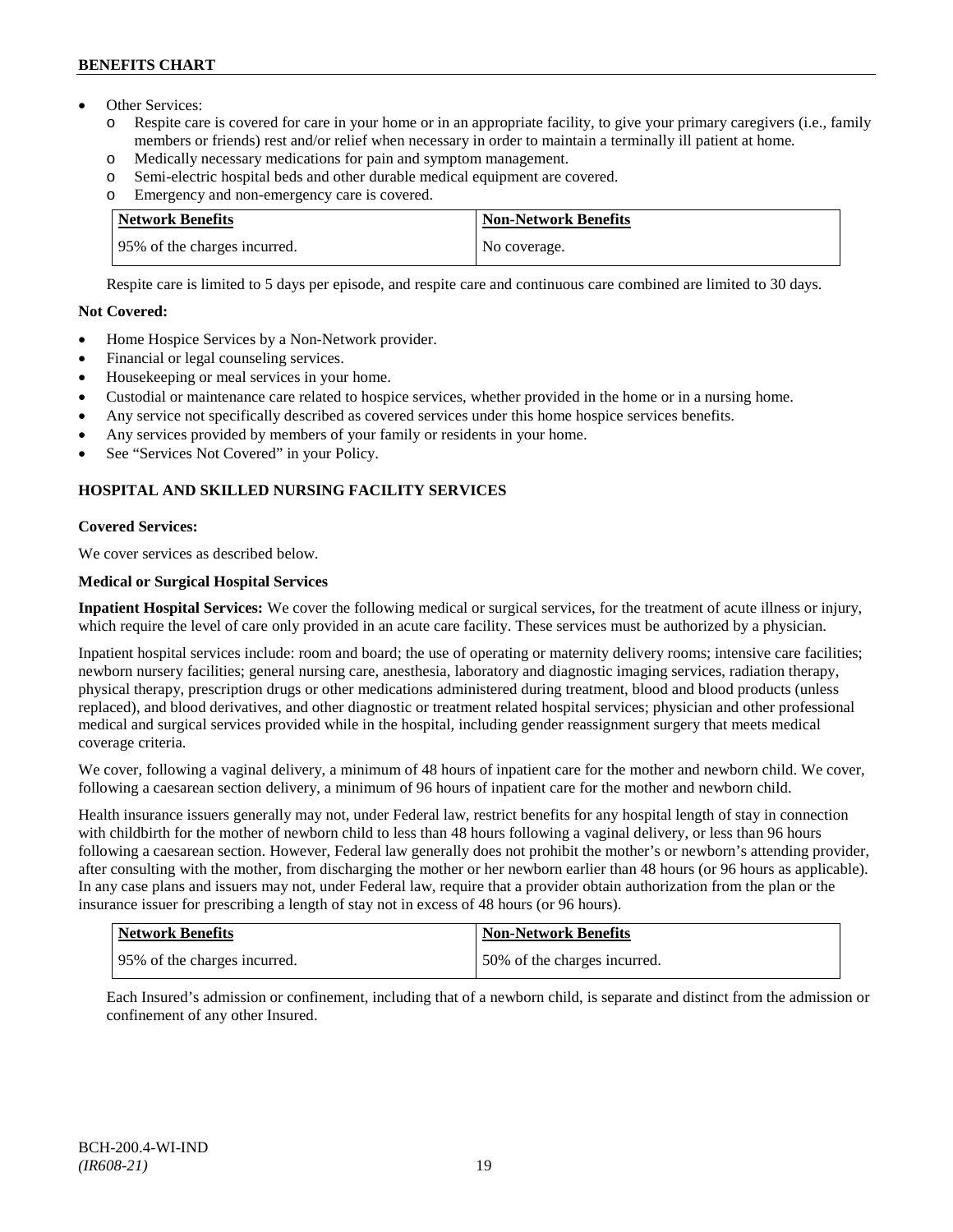- Other Services:
  - o Respite care is covered for care in your home or in an appropriate facility, to give your primary caregivers (i.e., family members or friends) rest and/or relief when necessary in order to maintain a terminally ill patient at home.
  - o Medically necessary medications for pain and symptom management.
  - o Semi-electric hospital beds and other durable medical equipment are covered.
  - o Emergency and non-emergency care is covered.

| Network Benefits | Non-Network Benefits |
|---|---|
| 95% of the charges incurred. | No coverage. |

Respite care is limited to 5 days per episode, and respite care and continuous care combined are limited to 30 days.

**Not Covered:**

- Home Hospice Services by a Non-Network provider.
- Financial or legal counseling services.
- Housekeeping or meal services in your home.
- Custodial or maintenance care related to hospice services, whether provided in the home or in a nursing home.
- Any service not specifically described as covered services under this home hospice services benefits.
- Any services provided by members of your family or residents in your home.
- See "Services Not Covered" in your Policy.

## HOSPITAL AND SKILLED NURSING FACILITY SERVICES

**Covered Services:**

We cover services as described below.

**Medical or Surgical Hospital Services**

**Inpatient Hospital Services:** We cover the following medical or surgical services, for the treatment of acute illness or injury, which require the level of care only provided in an acute care facility. These services must be authorized by a physician.

Inpatient hospital services include: room and board; the use of operating or maternity delivery rooms; intensive care facilities; newborn nursery facilities; general nursing care, anesthesia, laboratory and diagnostic imaging services, radiation therapy, physical therapy, prescription drugs or other medications administered during treatment, blood and blood products (unless replaced), and blood derivatives, and other diagnostic or treatment related hospital services; physician and other professional medical and surgical services provided while in the hospital, including gender reassignment surgery that meets medical coverage criteria.

We cover, following a vaginal delivery, a minimum of 48 hours of inpatient care for the mother and newborn child. We cover, following a caesarean section delivery, a minimum of 96 hours of inpatient care for the mother and newborn child.

Health insurance issuers generally may not, under Federal law, restrict benefits for any hospital length of stay in connection with childbirth for the mother of newborn child to less than 48 hours following a vaginal delivery, or less than 96 hours following a caesarean section. However, Federal law generally does not prohibit the mother's or newborn's attending provider, after consulting with the mother, from discharging the mother or her newborn earlier than 48 hours (or 96 hours as applicable). In any case plans and issuers may not, under Federal law, require that a provider obtain authorization from the plan or the insurance issuer for prescribing a length of stay not in excess of 48 hours (or 96 hours).

| Network Benefits | Non-Network Benefits |
|---|---|
| 95% of the charges incurred. | 50% of the charges incurred. |

Each Insured's admission or confinement, including that of a newborn child, is separate and distinct from the admission or confinement of any other Insured.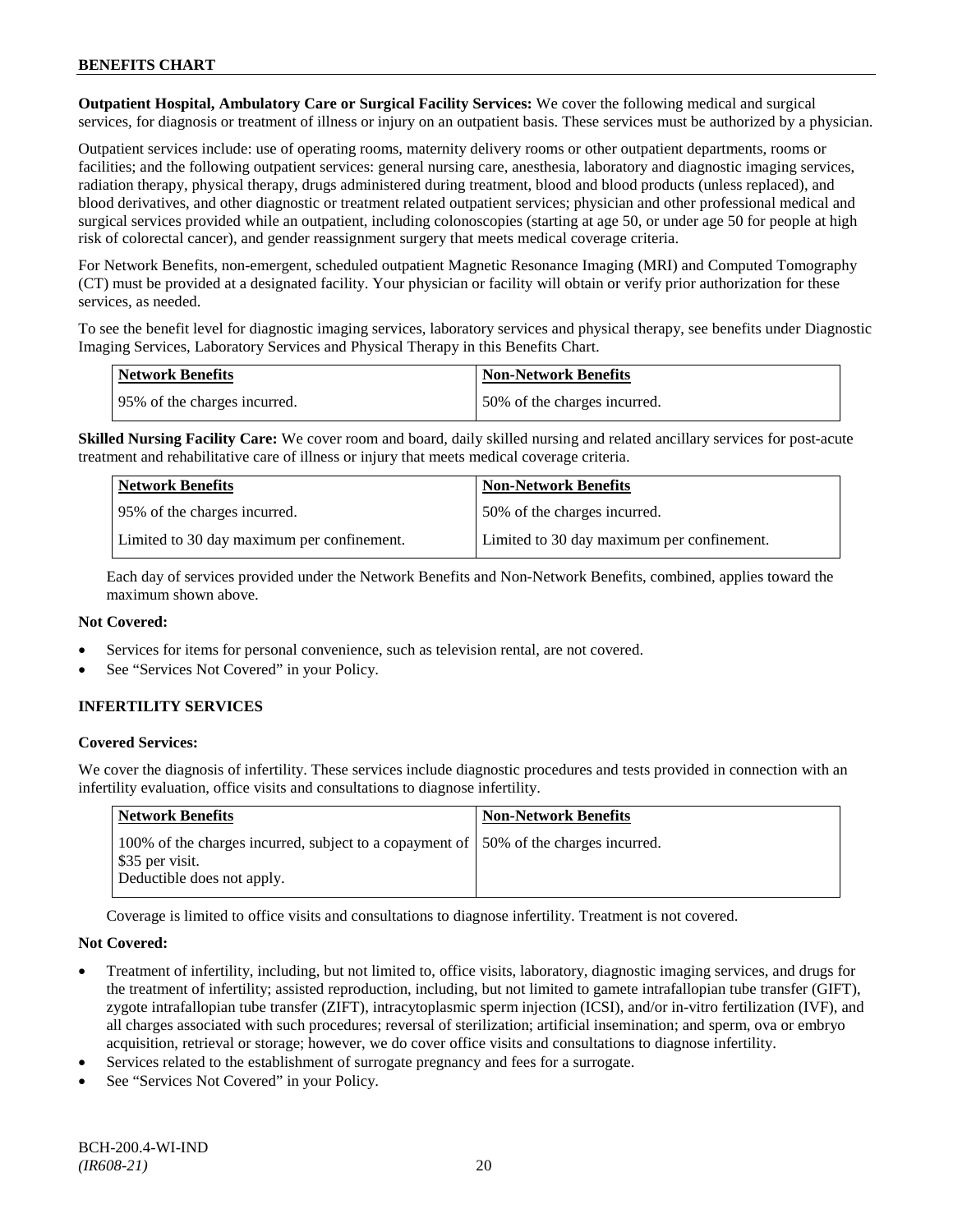**Outpatient Hospital, Ambulatory Care or Surgical Facility Services:** We cover the following medical and surgical services, for diagnosis or treatment of illness or injury on an outpatient basis. These services must be authorized by a physician.

Outpatient services include: use of operating rooms, maternity delivery rooms or other outpatient departments, rooms or facilities; and the following outpatient services: general nursing care, anesthesia, laboratory and diagnostic imaging services, radiation therapy, physical therapy, drugs administered during treatment, blood and blood products (unless replaced), and blood derivatives, and other diagnostic or treatment related outpatient services; physician and other professional medical and surgical services provided while an outpatient, including colonoscopies (starting at age 50, or under age 50 for people at high risk of colorectal cancer), and gender reassignment surgery that meets medical coverage criteria.

For Network Benefits, non-emergent, scheduled outpatient Magnetic Resonance Imaging (MRI) and Computed Tomography (CT) must be provided at a designated facility. Your physician or facility will obtain or verify prior authorization for these services, as needed.

To see the benefit level for diagnostic imaging services, laboratory services and physical therapy, see benefits under Diagnostic Imaging Services, Laboratory Services and Physical Therapy in this Benefits Chart.

| Network Benefits | Non-Network Benefits |
|---|---|
| 95% of the charges incurred. | 50% of the charges incurred. |

**Skilled Nursing Facility Care:** We cover room and board, daily skilled nursing and related ancillary services for post-acute treatment and rehabilitative care of illness or injury that meets medical coverage criteria.

| Network Benefits | Non-Network Benefits |
|---|---|
| 95% of the charges incurred. | 50% of the charges incurred. |
| Limited to 30 day maximum per confinement. | Limited to 30 day maximum per confinement. |

Each day of services provided under the Network Benefits and Non-Network Benefits, combined, applies toward the maximum shown above.

**Not Covered:**

- Services for items for personal convenience, such as television rental, are not covered.
- See "Services Not Covered" in your Policy.

### INFERTILITY SERVICES

**Covered Services:**

We cover the diagnosis of infertility. These services include diagnostic procedures and tests provided in connection with an infertility evaluation, office visits and consultations to diagnose infertility.

| Network Benefits | Non-Network Benefits |
|---|---|
| 100% of the charges incurred, subject to a copayment of $35 per visit. Deductible does not apply. | 50% of the charges incurred. |

Coverage is limited to office visits and consultations to diagnose infertility. Treatment is not covered.

**Not Covered:**

- Treatment of infertility, including, but not limited to, office visits, laboratory, diagnostic imaging services, and drugs for the treatment of infertility; assisted reproduction, including, but not limited to gamete intrafallopian tube transfer (GIFT), zygote intrafallopian tube transfer (ZIFT), intracytoplasmic sperm injection (ICSI), and/or in-vitro fertilization (IVF), and all charges associated with such procedures; reversal of sterilization; artificial insemination; and sperm, ova or embryo acquisition, retrieval or storage; however, we do cover office visits and consultations to diagnose infertility.
- Services related to the establishment of surrogate pregnancy and fees for a surrogate.
- See "Services Not Covered" in your Policy.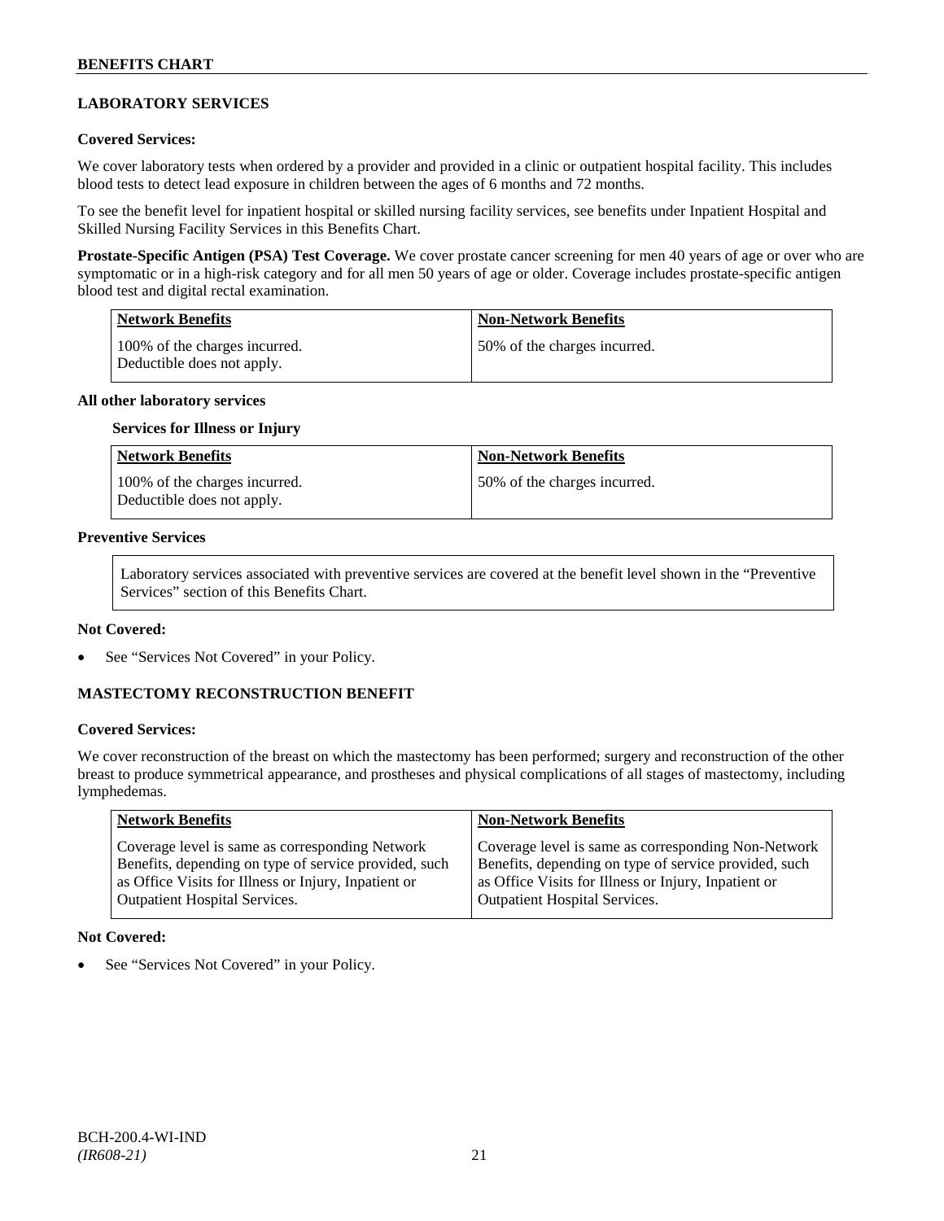## LABORATORY SERVICES

**Covered Services:**

We cover laboratory tests when ordered by a provider and provided in a clinic or outpatient hospital facility. This includes blood tests to detect lead exposure in children between the ages of 6 months and 72 months.

To see the benefit level for inpatient hospital or skilled nursing facility services, see benefits under Inpatient Hospital and Skilled Nursing Facility Services in this Benefits Chart.

**Prostate-Specific Antigen (PSA) Test Coverage.** We cover prostate cancer screening for men 40 years of age or over who are symptomatic or in a high-risk category and for all men 50 years of age or older. Coverage includes prostate-specific antigen blood test and digital rectal examination.

| Network Benefits | Non-Network Benefits |
|---|---|
| 100% of the charges incurred. Deductible does not apply. | 50% of the charges incurred. |

**All other laboratory services**

**Services for Illness or Injury**

| Network Benefits | Non-Network Benefits |
|---|---|
| 100% of the charges incurred. Deductible does not apply. | 50% of the charges incurred. |

**Preventive Services**

Laboratory services associated with preventive services are covered at the benefit level shown in the "Preventive Services" section of this Benefits Chart.

**Not Covered:**

- See "Services Not Covered" in your Policy.

## MASTECTOMY RECONSTRUCTION BENEFIT

**Covered Services:**

We cover reconstruction of the breast on which the mastectomy has been performed; surgery and reconstruction of the other breast to produce symmetrical appearance, and prostheses and physical complications of all stages of mastectomy, including lymphedemas.

| Network Benefits | Non-Network Benefits |
|---|---|
| Coverage level is same as corresponding Network Benefits, depending on type of service provided, such as Office Visits for Illness or Injury, Inpatient or Outpatient Hospital Services. | Coverage level is same as corresponding Non-Network Benefits, depending on type of service provided, such as Office Visits for Illness or Injury, Inpatient or Outpatient Hospital Services. |

**Not Covered:**

- See "Services Not Covered" in your Policy.

BCH-200.4-WI-IND
*(IR608-21)*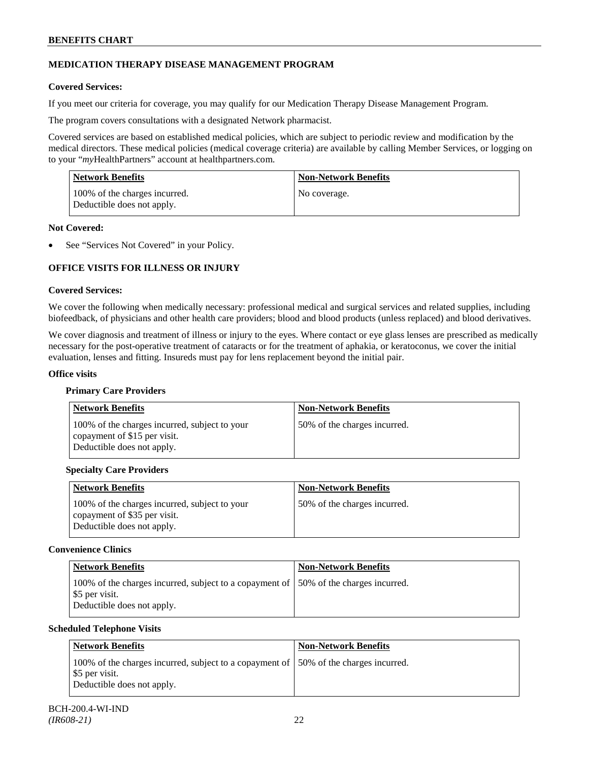## MEDICATION THERAPY DISEASE MANAGEMENT PROGRAM

**Covered Services:**

If you meet our criteria for coverage, you may qualify for our Medication Therapy Disease Management Program.

The program covers consultations with a designated Network pharmacist.

Covered services are based on established medical policies, which are subject to periodic review and modification by the medical directors. These medical policies (medical coverage criteria) are available by calling Member Services, or logging on to your "*my*HealthPartners" account at healthpartners.com.

| Network Benefits | Non-Network Benefits |
|---|---|
| 100% of the charges incurred. Deductible does not apply. | No coverage. |

**Not Covered:**

- See "Services Not Covered" in your Policy.

## OFFICE VISITS FOR ILLNESS OR INJURY

**Covered Services:**

We cover the following when medically necessary: professional medical and surgical services and related supplies, including biofeedback, of physicians and other health care providers; blood and blood products (unless replaced) and blood derivatives.

We cover diagnosis and treatment of illness or injury to the eyes. Where contact or eye glass lenses are prescribed as medically necessary for the post-operative treatment of cataracts or for the treatment of aphakia, or keratoconus, we cover the initial evaluation, lenses and fitting. Insureds must pay for lens replacement beyond the initial pair.

**Office visits**

**Primary Care Providers**

| Network Benefits | Non-Network Benefits |
|---|---|
| 100% of the charges incurred, subject to your copayment of $15 per visit. Deductible does not apply. | 50% of the charges incurred. |

**Specialty Care Providers**

| Network Benefits | Non-Network Benefits |
|---|---|
| 100% of the charges incurred, subject to your copayment of $35 per visit. Deductible does not apply. | 50% of the charges incurred. |

**Convenience Clinics**

| Network Benefits | Non-Network Benefits |
|---|---|
| 100% of the charges incurred, subject to a copayment of $5 per visit. Deductible does not apply. | 50% of the charges incurred. |

**Scheduled Telephone Visits**

| Network Benefits | Non-Network Benefits |
|---|---|
| 100% of the charges incurred, subject to a copayment of $5 per visit. Deductible does not apply. | 50% of the charges incurred. |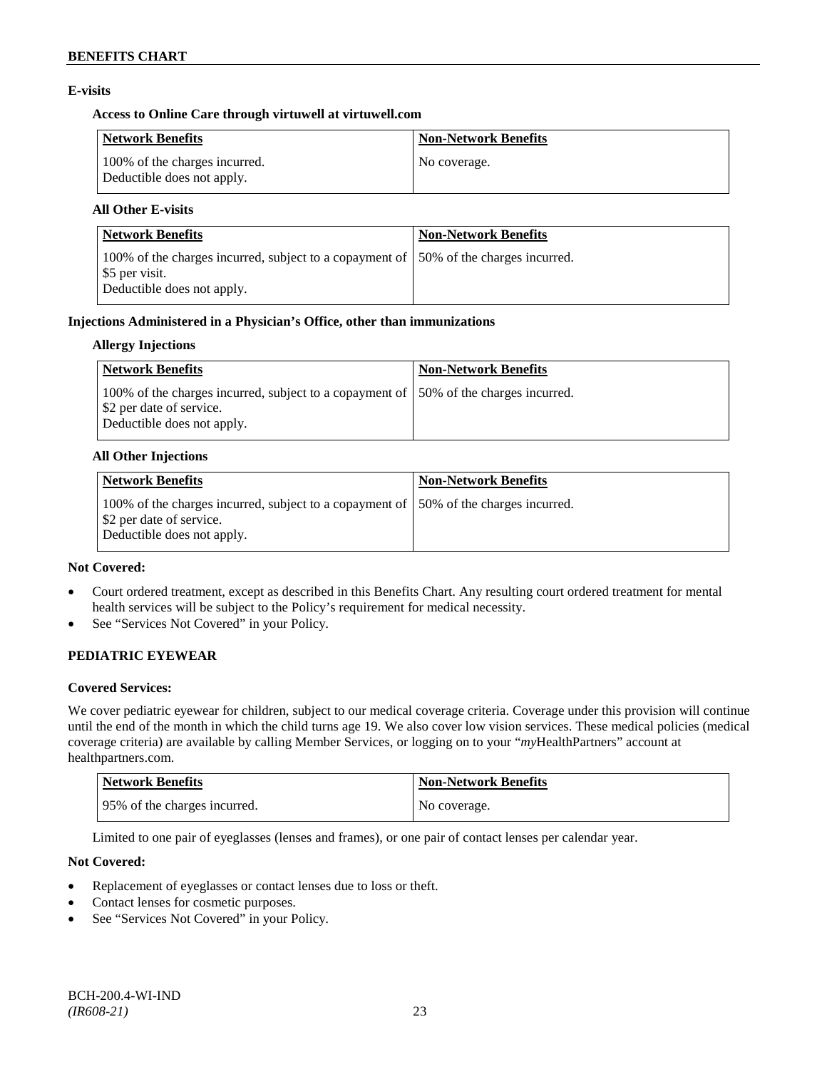### E-visits

#### Access to Online Care through virtuwell at virtuwell.com

| Network Benefits | Non-Network Benefits |
| --- | --- |
| 100% of the charges incurred. Deductible does not apply. | No coverage. |

#### All Other E-visits

| Network Benefits | Non-Network Benefits |
| --- | --- |
| 100% of the charges incurred, subject to a copayment of $5 per visit. Deductible does not apply. | 50% of the charges incurred. |

### Injections Administered in a Physician's Office, other than immunizations

#### Allergy Injections

| Network Benefits | Non-Network Benefits |
| --- | --- |
| 100% of the charges incurred, subject to a copayment of $2 per date of service. Deductible does not apply. | 50% of the charges incurred. |

#### All Other Injections

| Network Benefits | Non-Network Benefits |
| --- | --- |
| 100% of the charges incurred, subject to a copayment of $2 per date of service. Deductible does not apply. | 50% of the charges incurred. |

**Not Covered:**

- Court ordered treatment, except as described in this Benefits Chart. Any resulting court ordered treatment for mental health services will be subject to the Policy's requirement for medical necessity.
- See "Services Not Covered" in your Policy.

## PEDIATRIC EYEWEAR

**Covered Services:**

We cover pediatric eyewear for children, subject to our medical coverage criteria. Coverage under this provision will continue until the end of the month in which the child turns age 19. We also cover low vision services. These medical policies (medical coverage criteria) are available by calling Member Services, or logging on to your "*my*HealthPartners" account at healthpartners.com.

| Network Benefits | Non-Network Benefits |
| --- | --- |
| 95% of the charges incurred. | No coverage. |

Limited to one pair of eyeglasses (lenses and frames), or one pair of contact lenses per calendar year.

**Not Covered:**

- Replacement of eyeglasses or contact lenses due to loss or theft.
- Contact lenses for cosmetic purposes.
- See "Services Not Covered" in your Policy.

BCH-200.4-WI-IND
*(IR608-21)*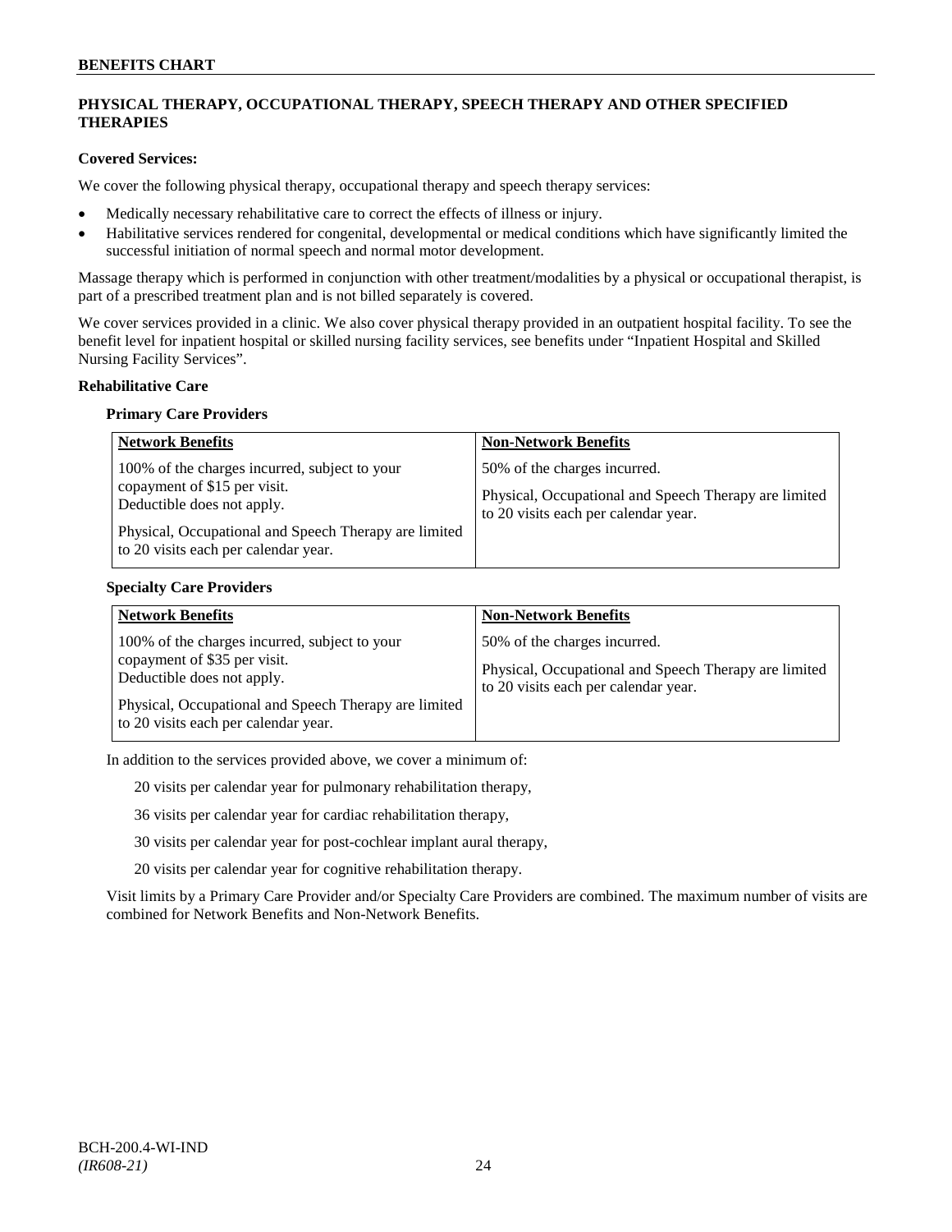## PHYSICAL THERAPY, OCCUPATIONAL THERAPY, SPEECH THERAPY AND OTHER SPECIFIED THERAPIES

**Covered Services:**

We cover the following physical therapy, occupational therapy and speech therapy services:

- Medically necessary rehabilitative care to correct the effects of illness or injury.
- Habilitative services rendered for congenital, developmental or medical conditions which have significantly limited the successful initiation of normal speech and normal motor development.

Massage therapy which is performed in conjunction with other treatment/modalities by a physical or occupational therapist, is part of a prescribed treatment plan and is not billed separately is covered.

We cover services provided in a clinic. We also cover physical therapy provided in an outpatient hospital facility. To see the benefit level for inpatient hospital or skilled nursing facility services, see benefits under "Inpatient Hospital and Skilled Nursing Facility Services".

**Rehabilitative Care**

**Primary Care Providers**

| Network Benefits | Non-Network Benefits |
|---|---|
| 100% of the charges incurred, subject to your copayment of $15 per visit. Deductible does not apply.<br><br>Physical, Occupational and Speech Therapy are limited to 20 visits each per calendar year. | 50% of the charges incurred.<br><br>Physical, Occupational and Speech Therapy are limited to 20 visits each per calendar year. |

**Specialty Care Providers**

| Network Benefits | Non-Network Benefits |
|---|---|
| 100% of the charges incurred, subject to your copayment of $35 per visit. Deductible does not apply.<br><br>Physical, Occupational and Speech Therapy are limited to 20 visits each per calendar year. | 50% of the charges incurred.<br><br>Physical, Occupational and Speech Therapy are limited to 20 visits each per calendar year. |

In addition to the services provided above, we cover a minimum of:

20 visits per calendar year for pulmonary rehabilitation therapy,

36 visits per calendar year for cardiac rehabilitation therapy,

30 visits per calendar year for post-cochlear implant aural therapy,

20 visits per calendar year for cognitive rehabilitation therapy.

Visit limits by a Primary Care Provider and/or Specialty Care Providers are combined. The maximum number of visits are combined for Network Benefits and Non-Network Benefits.

BCH-200.4-WI-IND
*(IR608-21)*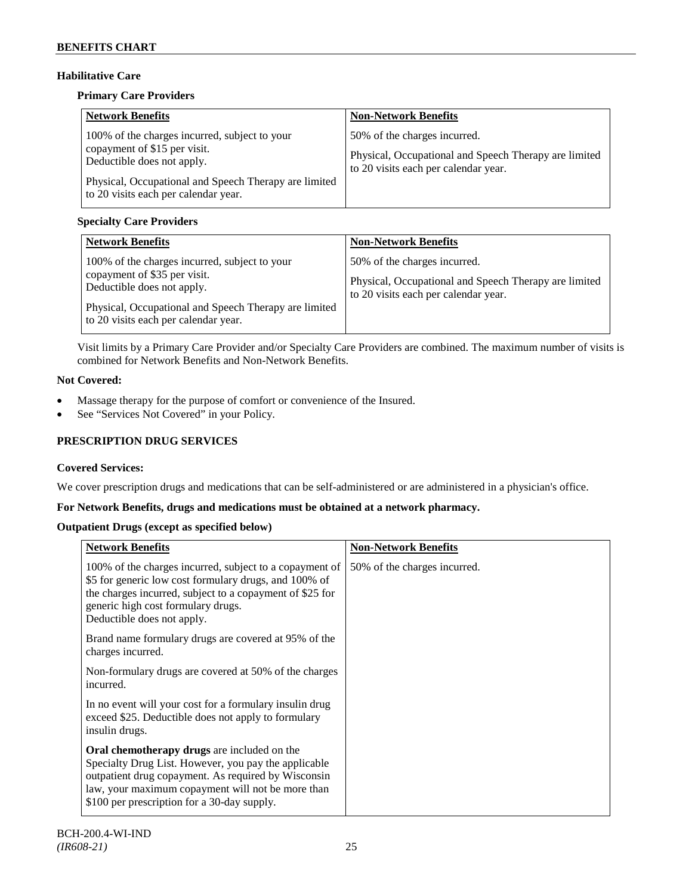### Habilitative Care

#### Primary Care Providers

| Network Benefits | Non-Network Benefits |
|---|---|
| 100% of the charges incurred, subject to your copayment of $15 per visit. Deductible does not apply.<br><br>Physical, Occupational and Speech Therapy are limited to 20 visits each per calendar year. | 50% of the charges incurred.<br><br>Physical, Occupational and Speech Therapy are limited to 20 visits each per calendar year. |

#### Specialty Care Providers

| Network Benefits | Non-Network Benefits |
|---|---|
| 100% of the charges incurred, subject to your copayment of $35 per visit. Deductible does not apply.<br><br>Physical, Occupational and Speech Therapy are limited to 20 visits each per calendar year. | 50% of the charges incurred.<br><br>Physical, Occupational and Speech Therapy are limited to 20 visits each per calendar year. |

Visit limits by a Primary Care Provider and/or Specialty Care Providers are combined. The maximum number of visits is combined for Network Benefits and Non-Network Benefits.

**Not Covered:**

- Massage therapy for the purpose of comfort or convenience of the Insured.
- See "Services Not Covered" in your Policy.

## PRESCRIPTION DRUG SERVICES

**Covered Services:**

We cover prescription drugs and medications that can be self-administered or are administered in a physician's office.

**For Network Benefits, drugs and medications must be obtained at a network pharmacy.**

**Outpatient Drugs (except as specified below)**

| Network Benefits | Non-Network Benefits |
|---|---|
| 100% of the charges incurred, subject to a copayment of $5 for generic low cost formulary drugs, and 100% of the charges incurred, subject to a copayment of $25 for generic high cost formulary drugs. Deductible does not apply.<br><br>Brand name formulary drugs are covered at 95% of the charges incurred.<br><br>Non-formulary drugs are covered at 50% of the charges incurred.<br><br>In no event will your cost for a formulary insulin drug exceed $25. Deductible does not apply to formulary insulin drugs.<br><br>**Oral chemotherapy drugs** are included on the Specialty Drug List. However, you pay the applicable outpatient drug copayment. As required by Wisconsin law, your maximum copayment will not be more than $100 per prescription for a 30-day supply. | 50% of the charges incurred. |

BCH-200.4-WI-IND
*(IR608-21)*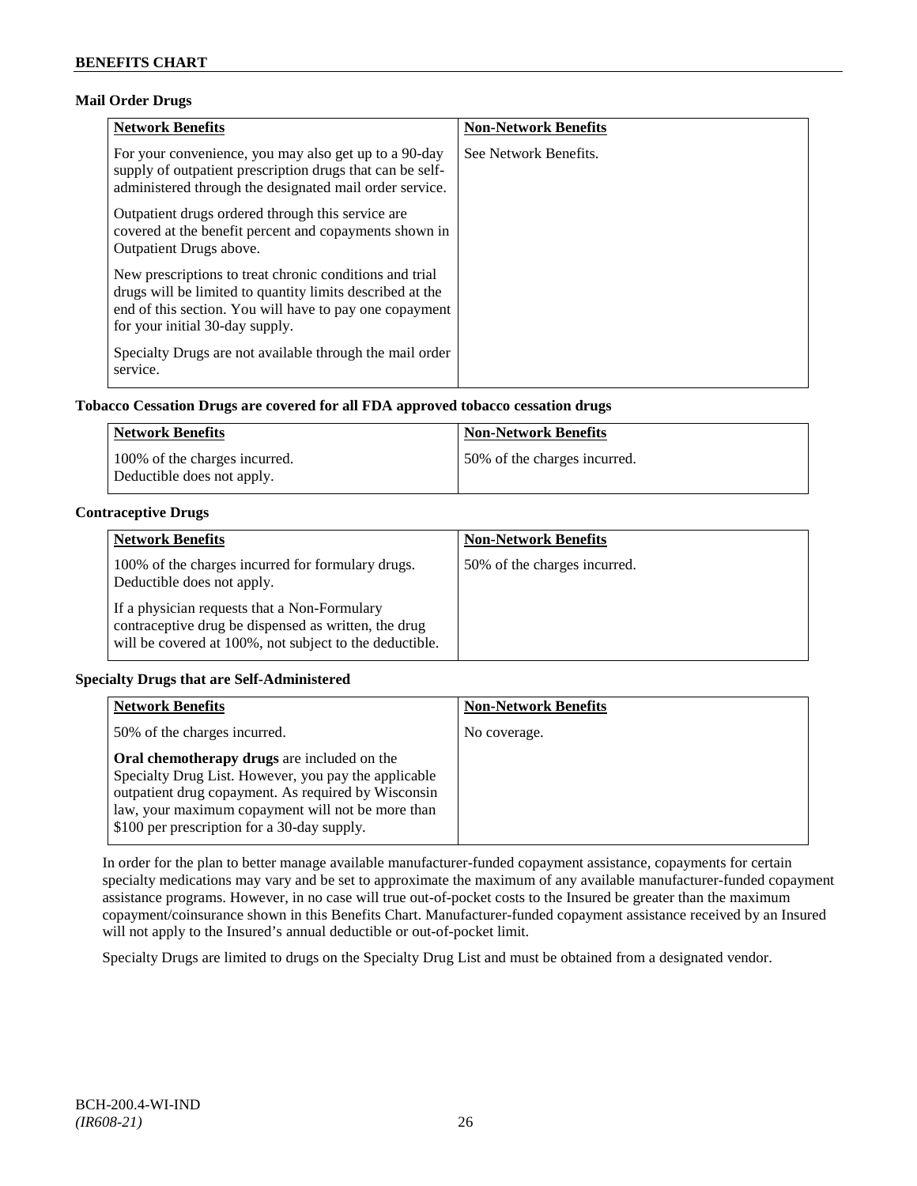### Mail Order Drugs

| Network Benefits | Non-Network Benefits |
|---|---|
| For your convenience, you may also get up to a 90-day supply of outpatient prescription drugs that can be self-administered through the designated mail order service.<br><br>Outpatient drugs ordered through this service are covered at the benefit percent and copayments shown in Outpatient Drugs above.<br><br>New prescriptions to treat chronic conditions and trial drugs will be limited to quantity limits described at the end of this section. You will have to pay one copayment for your initial 30-day supply.<br><br>Specialty Drugs are not available through the mail order service. | See Network Benefits. |

### Tobacco Cessation Drugs are covered for all FDA approved tobacco cessation drugs

| Network Benefits | Non-Network Benefits |
|---|---|
| 100% of the charges incurred.<br>Deductible does not apply. | 50% of the charges incurred. |

### Contraceptive Drugs

| Network Benefits | Non-Network Benefits |
|---|---|
| 100% of the charges incurred for formulary drugs. Deductible does not apply.<br><br>If a physician requests that a Non-Formulary contraceptive drug be dispensed as written, the drug will be covered at 100%, not subject to the deductible. | 50% of the charges incurred. |

### Specialty Drugs that are Self-Administered

| Network Benefits | Non-Network Benefits |
|---|---|
| 50% of the charges incurred.<br><br>**Oral chemotherapy drugs** are included on the Specialty Drug List. However, you pay the applicable outpatient drug copayment. As required by Wisconsin law, your maximum copayment will not be more than $100 per prescription for a 30-day supply. | No coverage. |

In order for the plan to better manage available manufacturer-funded copayment assistance, copayments for certain specialty medications may vary and be set to approximate the maximum of any available manufacturer-funded copayment assistance programs. However, in no case will true out-of-pocket costs to the Insured be greater than the maximum copayment/coinsurance shown in this Benefits Chart. Manufacturer-funded copayment assistance received by an Insured will not apply to the Insured's annual deductible or out-of-pocket limit.

Specialty Drugs are limited to drugs on the Specialty Drug List and must be obtained from a designated vendor.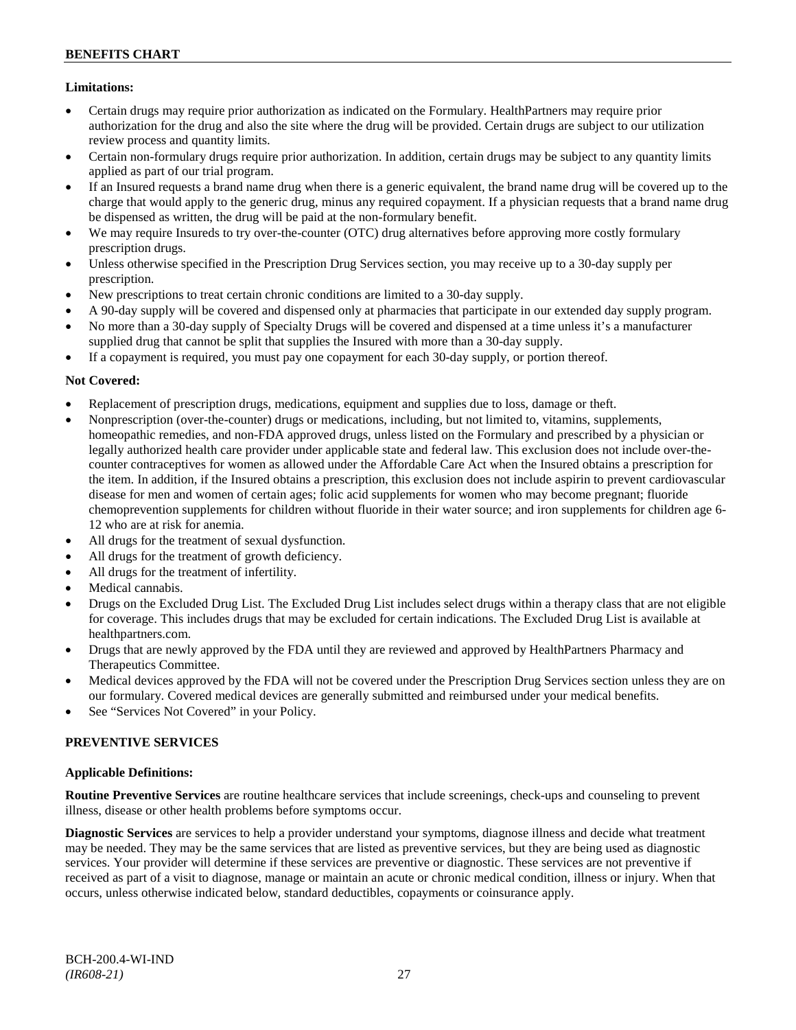**Limitations:**

- Certain drugs may require prior authorization as indicated on the Formulary. HealthPartners may require prior authorization for the drug and also the site where the drug will be provided. Certain drugs are subject to our utilization review process and quantity limits.
- Certain non-formulary drugs require prior authorization. In addition, certain drugs may be subject to any quantity limits applied as part of our trial program.
- If an Insured requests a brand name drug when there is a generic equivalent, the brand name drug will be covered up to the charge that would apply to the generic drug, minus any required copayment. If a physician requests that a brand name drug be dispensed as written, the drug will be paid at the non-formulary benefit.
- We may require Insureds to try over-the-counter (OTC) drug alternatives before approving more costly formulary prescription drugs.
- Unless otherwise specified in the Prescription Drug Services section, you may receive up to a 30-day supply per prescription.
- New prescriptions to treat certain chronic conditions are limited to a 30-day supply.
- A 90-day supply will be covered and dispensed only at pharmacies that participate in our extended day supply program.
- No more than a 30-day supply of Specialty Drugs will be covered and dispensed at a time unless it's a manufacturer supplied drug that cannot be split that supplies the Insured with more than a 30-day supply.
- If a copayment is required, you must pay one copayment for each 30-day supply, or portion thereof.

**Not Covered:**

- Replacement of prescription drugs, medications, equipment and supplies due to loss, damage or theft.
- Nonprescription (over-the-counter) drugs or medications, including, but not limited to, vitamins, supplements, homeopathic remedies, and non-FDA approved drugs, unless listed on the Formulary and prescribed by a physician or legally authorized health care provider under applicable state and federal law. This exclusion does not include over-the-counter contraceptives for women as allowed under the Affordable Care Act when the Insured obtains a prescription for the item. In addition, if the Insured obtains a prescription, this exclusion does not include aspirin to prevent cardiovascular disease for men and women of certain ages; folic acid supplements for women who may become pregnant; fluoride chemoprevention supplements for children without fluoride in their water source; and iron supplements for children age 6-12 who are at risk for anemia.
- All drugs for the treatment of sexual dysfunction.
- All drugs for the treatment of growth deficiency.
- All drugs for the treatment of infertility.
- Medical cannabis.
- Drugs on the Excluded Drug List. The Excluded Drug List includes select drugs within a therapy class that are not eligible for coverage. This includes drugs that may be excluded for certain indications. The Excluded Drug List is available at healthpartners.com.
- Drugs that are newly approved by the FDA until they are reviewed and approved by HealthPartners Pharmacy and Therapeutics Committee.
- Medical devices approved by the FDA will not be covered under the Prescription Drug Services section unless they are on our formulary. Covered medical devices are generally submitted and reimbursed under your medical benefits.
- See "Services Not Covered" in your Policy.

## PREVENTIVE SERVICES

**Applicable Definitions:**

**Routine Preventive Services** are routine healthcare services that include screenings, check-ups and counseling to prevent illness, disease or other health problems before symptoms occur.

**Diagnostic Services** are services to help a provider understand your symptoms, diagnose illness and decide what treatment may be needed. They may be the same services that are listed as preventive services, but they are being used as diagnostic services. Your provider will determine if these services are preventive or diagnostic. These services are not preventive if received as part of a visit to diagnose, manage or maintain an acute or chronic medical condition, illness or injury. When that occurs, unless otherwise indicated below, standard deductibles, copayments or coinsurance apply.

BCH-200.4-WI-IND
*(IR608-21)*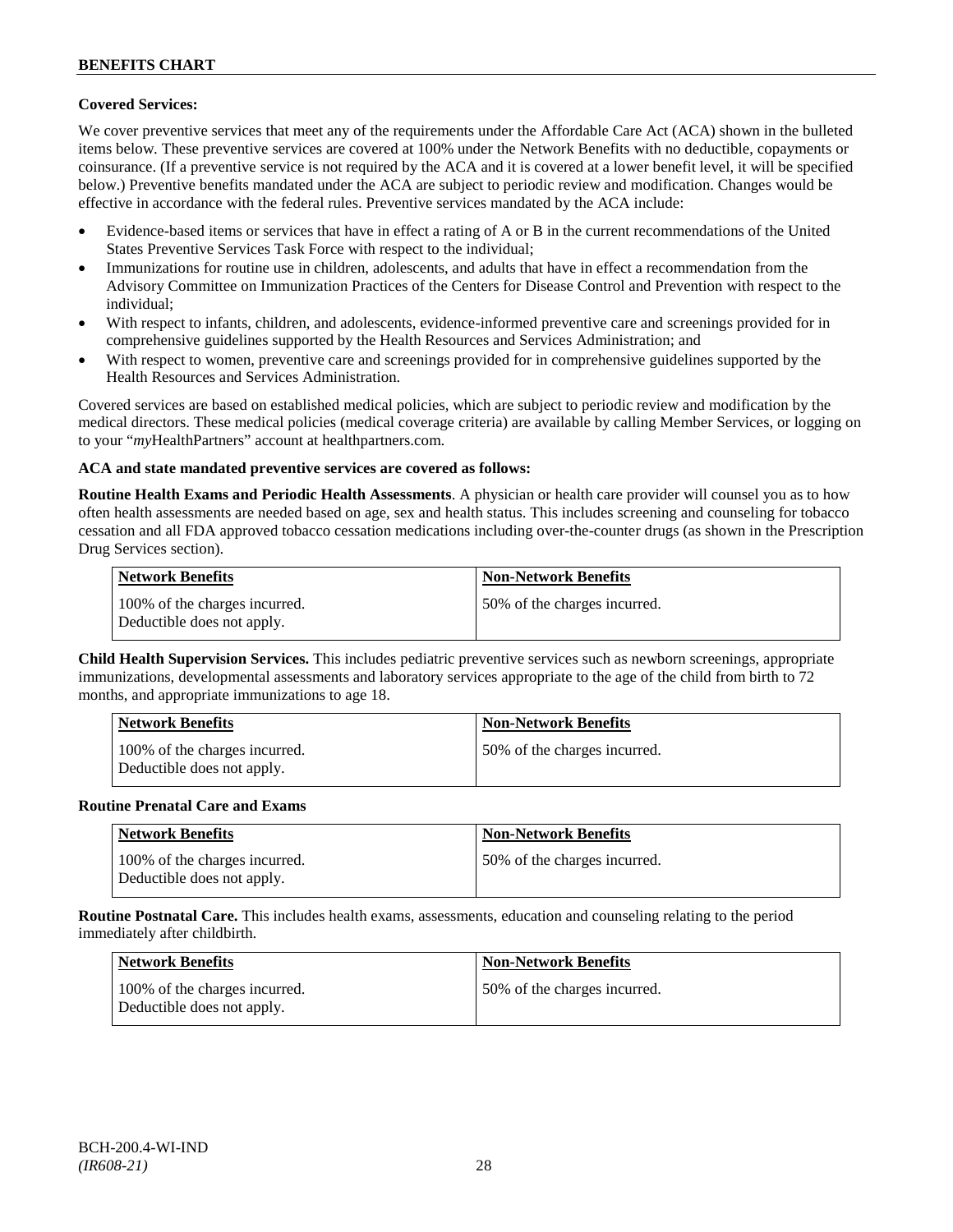**Covered Services:**

We cover preventive services that meet any of the requirements under the Affordable Care Act (ACA) shown in the bulleted items below. These preventive services are covered at 100% under the Network Benefits with no deductible, copayments or coinsurance. (If a preventive service is not required by the ACA and it is covered at a lower benefit level, it will be specified below.) Preventive benefits mandated under the ACA are subject to periodic review and modification. Changes would be effective in accordance with the federal rules. Preventive services mandated by the ACA include:

- Evidence-based items or services that have in effect a rating of A or B in the current recommendations of the United States Preventive Services Task Force with respect to the individual;
- Immunizations for routine use in children, adolescents, and adults that have in effect a recommendation from the Advisory Committee on Immunization Practices of the Centers for Disease Control and Prevention with respect to the individual;
- With respect to infants, children, and adolescents, evidence-informed preventive care and screenings provided for in comprehensive guidelines supported by the Health Resources and Services Administration; and
- With respect to women, preventive care and screenings provided for in comprehensive guidelines supported by the Health Resources and Services Administration.

Covered services are based on established medical policies, which are subject to periodic review and modification by the medical directors. These medical policies (medical coverage criteria) are available by calling Member Services, or logging on to your "*my*HealthPartners" account at healthpartners.com.

**ACA and state mandated preventive services are covered as follows:**

**Routine Health Exams and Periodic Health Assessments**. A physician or health care provider will counsel you as to how often health assessments are needed based on age, sex and health status. This includes screening and counseling for tobacco cessation and all FDA approved tobacco cessation medications including over-the-counter drugs (as shown in the Prescription Drug Services section).

| Network Benefits | Non-Network Benefits |
|---|---|
| 100% of the charges incurred. Deductible does not apply. | 50% of the charges incurred. |

**Child Health Supervision Services.** This includes pediatric preventive services such as newborn screenings, appropriate immunizations, developmental assessments and laboratory services appropriate to the age of the child from birth to 72 months, and appropriate immunizations to age 18.

| Network Benefits | Non-Network Benefits |
|---|---|
| 100% of the charges incurred. Deductible does not apply. | 50% of the charges incurred. |

**Routine Prenatal Care and Exams**

| Network Benefits | Non-Network Benefits |
|---|---|
| 100% of the charges incurred. Deductible does not apply. | 50% of the charges incurred. |

**Routine Postnatal Care.** This includes health exams, assessments, education and counseling relating to the period immediately after childbirth.

| Network Benefits | Non-Network Benefits |
|---|---|
| 100% of the charges incurred. Deductible does not apply. | 50% of the charges incurred. |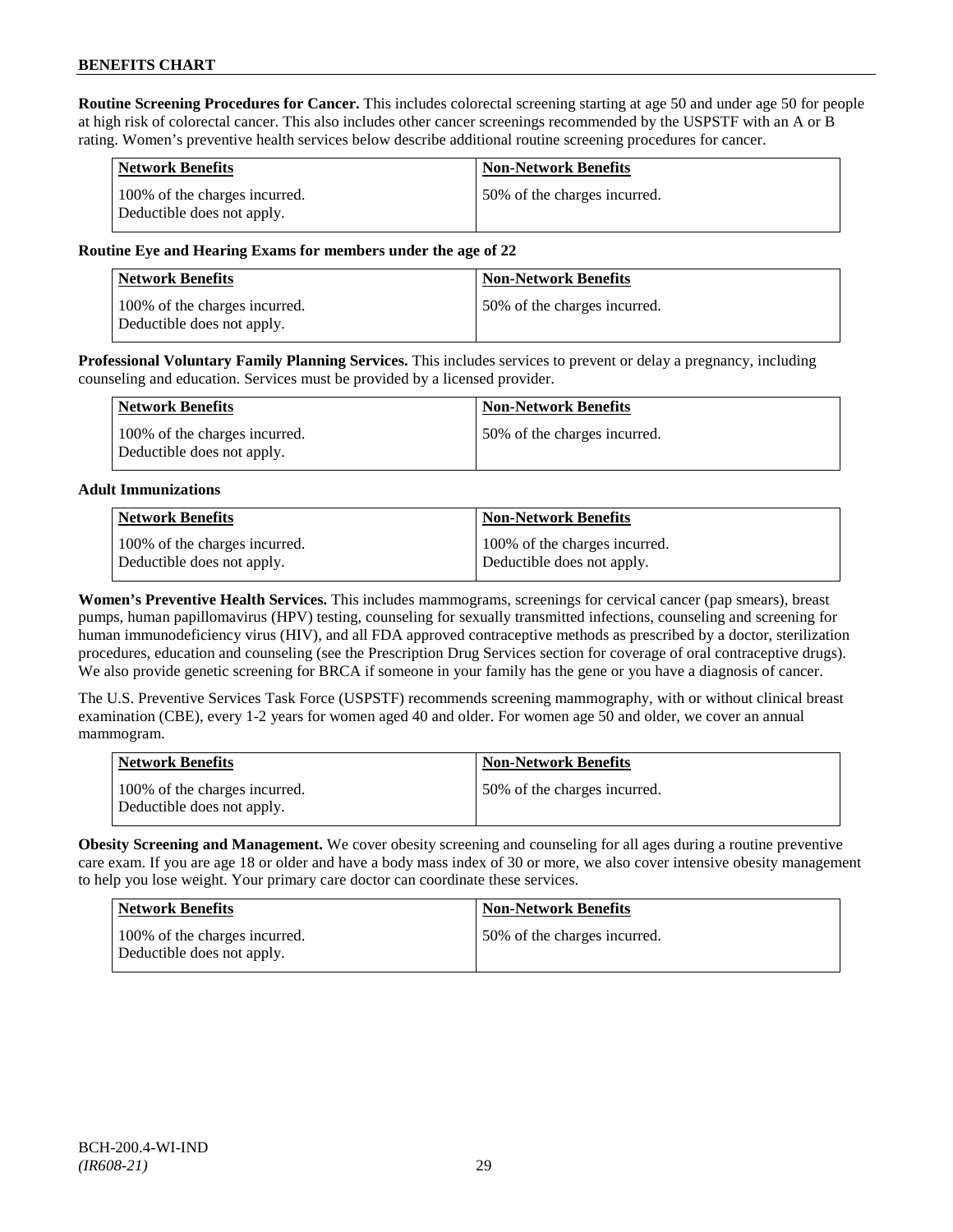**Routine Screening Procedures for Cancer.** This includes colorectal screening starting at age 50 and under age 50 for people at high risk of colorectal cancer. This also includes other cancer screenings recommended by the USPSTF with an A or B rating. Women's preventive health services below describe additional routine screening procedures for cancer.

| Network Benefits | Non-Network Benefits |
|---|---|
| 100% of the charges incurred. Deductible does not apply. | 50% of the charges incurred. |

**Routine Eye and Hearing Exams for members under the age of 22**

| Network Benefits | Non-Network Benefits |
|---|---|
| 100% of the charges incurred. Deductible does not apply. | 50% of the charges incurred. |

**Professional Voluntary Family Planning Services.** This includes services to prevent or delay a pregnancy, including counseling and education. Services must be provided by a licensed provider.

| Network Benefits | Non-Network Benefits |
|---|---|
| 100% of the charges incurred. Deductible does not apply. | 50% of the charges incurred. |

**Adult Immunizations**

| Network Benefits | Non-Network Benefits |
|---|---|
| 100% of the charges incurred. Deductible does not apply. | 100% of the charges incurred. Deductible does not apply. |

**Women's Preventive Health Services.** This includes mammograms, screenings for cervical cancer (pap smears), breast pumps, human papillomavirus (HPV) testing, counseling for sexually transmitted infections, counseling and screening for human immunodeficiency virus (HIV), and all FDA approved contraceptive methods as prescribed by a doctor, sterilization procedures, education and counseling (see the Prescription Drug Services section for coverage of oral contraceptive drugs). We also provide genetic screening for BRCA if someone in your family has the gene or you have a diagnosis of cancer.

The U.S. Preventive Services Task Force (USPSTF) recommends screening mammography, with or without clinical breast examination (CBE), every 1-2 years for women aged 40 and older. For women age 50 and older, we cover an annual mammogram.

| Network Benefits | Non-Network Benefits |
|---|---|
| 100% of the charges incurred. Deductible does not apply. | 50% of the charges incurred. |

**Obesity Screening and Management.** We cover obesity screening and counseling for all ages during a routine preventive care exam. If you are age 18 or older and have a body mass index of 30 or more, we also cover intensive obesity management to help you lose weight. Your primary care doctor can coordinate these services.

| Network Benefits | Non-Network Benefits |
|---|---|
| 100% of the charges incurred. Deductible does not apply. | 50% of the charges incurred. |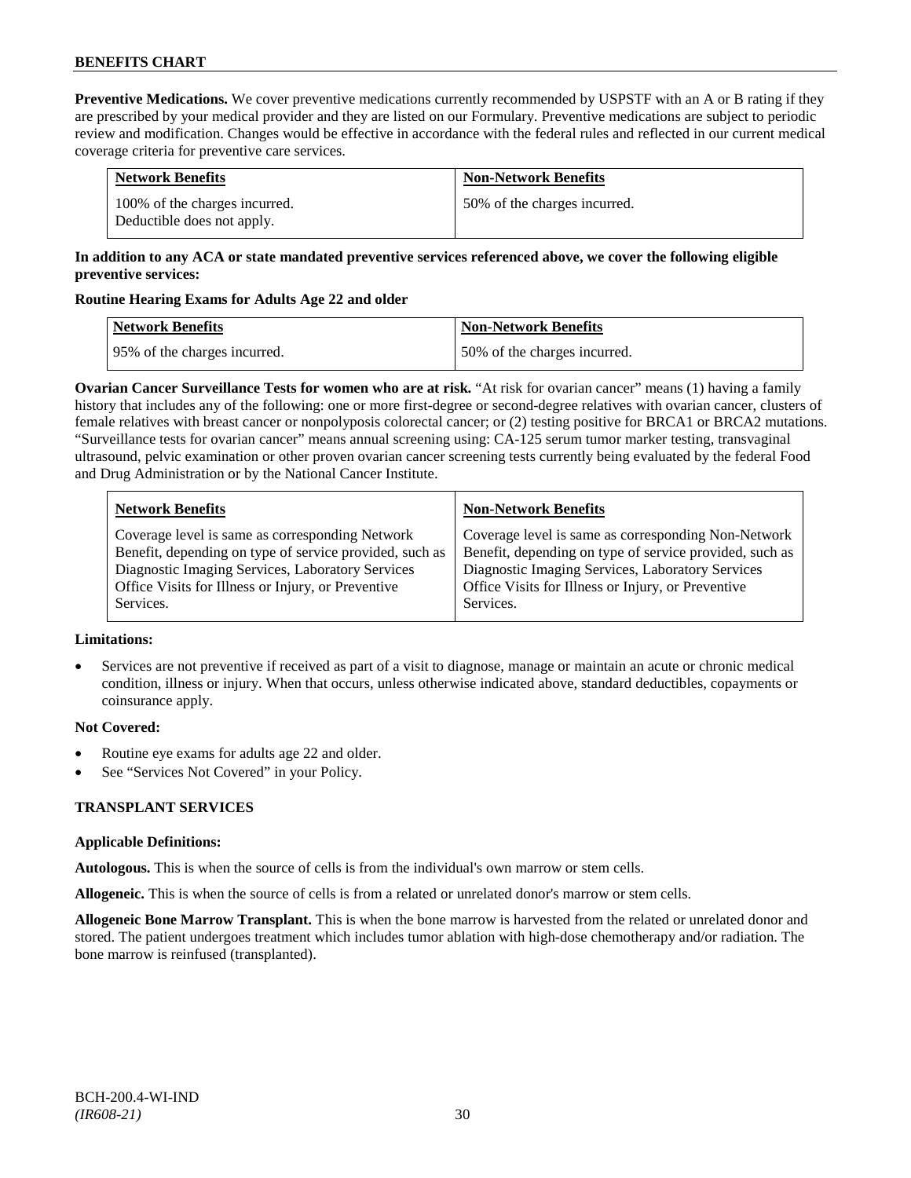**Preventive Medications.** We cover preventive medications currently recommended by USPSTF with an A or B rating if they are prescribed by your medical provider and they are listed on our Formulary. Preventive medications are subject to periodic review and modification. Changes would be effective in accordance with the federal rules and reflected in our current medical coverage criteria for preventive care services.

| Network Benefits | Non-Network Benefits |
|---|---|
| 100% of the charges incurred. Deductible does not apply. | 50% of the charges incurred. |

**In addition to any ACA or state mandated preventive services referenced above, we cover the following eligible preventive services:**

**Routine Hearing Exams for Adults Age 22 and older**

| Network Benefits | Non-Network Benefits |
|---|---|
| 95% of the charges incurred. | 50% of the charges incurred. |

**Ovarian Cancer Surveillance Tests for women who are at risk.** "At risk for ovarian cancer" means (1) having a family history that includes any of the following: one or more first-degree or second-degree relatives with ovarian cancer, clusters of female relatives with breast cancer or nonpolyposis colorectal cancer; or (2) testing positive for BRCA1 or BRCA2 mutations. "Surveillance tests for ovarian cancer" means annual screening using: CA-125 serum tumor marker testing, transvaginal ultrasound, pelvic examination or other proven ovarian cancer screening tests currently being evaluated by the federal Food and Drug Administration or by the National Cancer Institute.

| Network Benefits | Non-Network Benefits |
|---|---|
| Coverage level is same as corresponding Network Benefit, depending on type of service provided, such as Diagnostic Imaging Services, Laboratory Services Office Visits for Illness or Injury, or Preventive Services. | Coverage level is same as corresponding Non-Network Benefit, depending on type of service provided, such as Diagnostic Imaging Services, Laboratory Services Office Visits for Illness or Injury, or Preventive Services. |

**Limitations:**

- Services are not preventive if received as part of a visit to diagnose, manage or maintain an acute or chronic medical condition, illness or injury. When that occurs, unless otherwise indicated above, standard deductibles, copayments or coinsurance apply.

**Not Covered:**

- Routine eye exams for adults age 22 and older.
- See "Services Not Covered" in your Policy.

## TRANSPLANT SERVICES

**Applicable Definitions:**

**Autologous.** This is when the source of cells is from the individual's own marrow or stem cells.

**Allogeneic.** This is when the source of cells is from a related or unrelated donor's marrow or stem cells.

**Allogeneic Bone Marrow Transplant.** This is when the bone marrow is harvested from the related or unrelated donor and stored. The patient undergoes treatment which includes tumor ablation with high-dose chemotherapy and/or radiation. The bone marrow is reinfused (transplanted).

BCH-200.4-WI-IND
*(IR608-21)*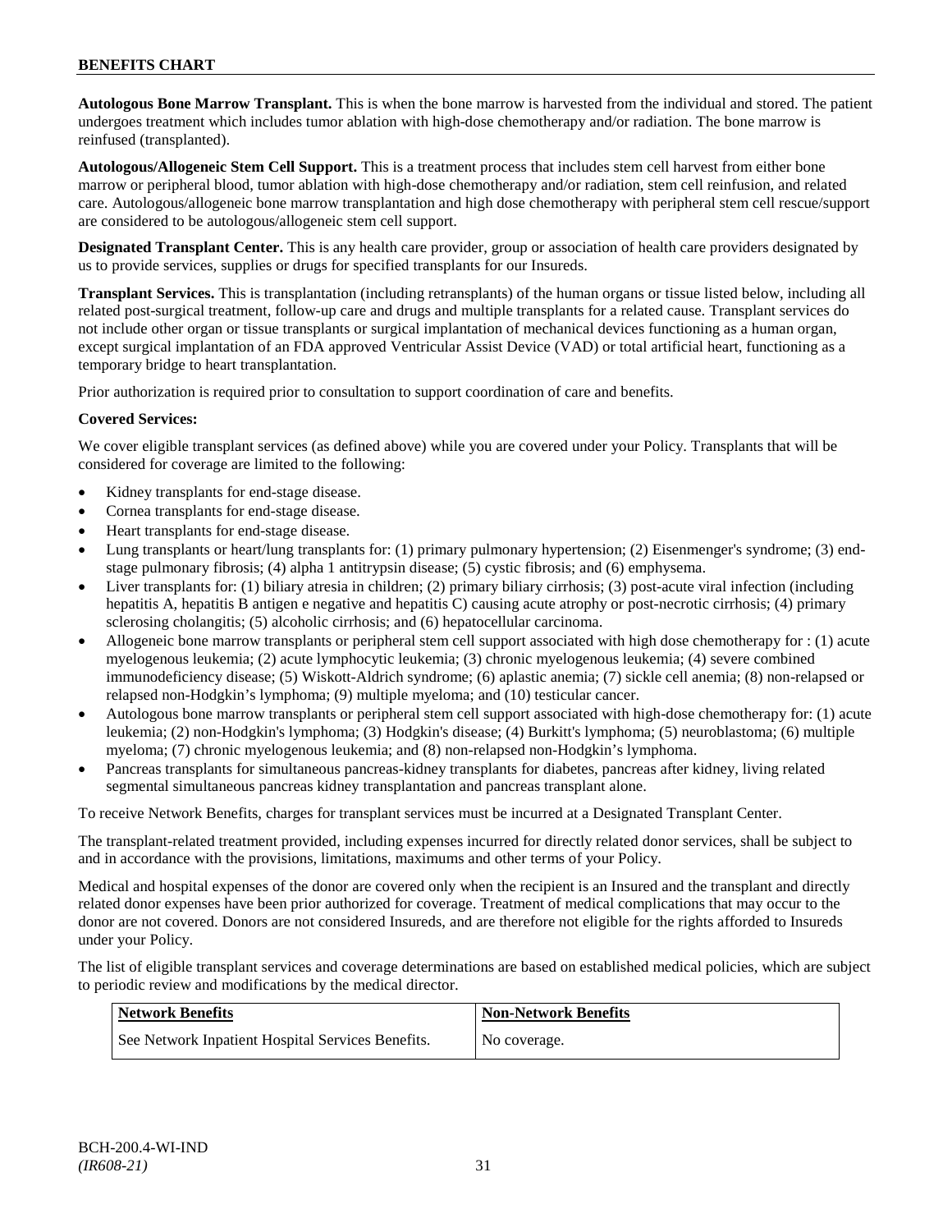**Autologous Bone Marrow Transplant.** This is when the bone marrow is harvested from the individual and stored. The patient undergoes treatment which includes tumor ablation with high-dose chemotherapy and/or radiation. The bone marrow is reinfused (transplanted).

**Autologous/Allogeneic Stem Cell Support.** This is a treatment process that includes stem cell harvest from either bone marrow or peripheral blood, tumor ablation with high-dose chemotherapy and/or radiation, stem cell reinfusion, and related care. Autologous/allogeneic bone marrow transplantation and high dose chemotherapy with peripheral stem cell rescue/support are considered to be autologous/allogeneic stem cell support.

**Designated Transplant Center.** This is any health care provider, group or association of health care providers designated by us to provide services, supplies or drugs for specified transplants for our Insureds.

**Transplant Services.** This is transplantation (including retransplants) of the human organs or tissue listed below, including all related post-surgical treatment, follow-up care and drugs and multiple transplants for a related cause. Transplant services do not include other organ or tissue transplants or surgical implantation of mechanical devices functioning as a human organ, except surgical implantation of an FDA approved Ventricular Assist Device (VAD) or total artificial heart, functioning as a temporary bridge to heart transplantation.

Prior authorization is required prior to consultation to support coordination of care and benefits.

**Covered Services:**

We cover eligible transplant services (as defined above) while you are covered under your Policy. Transplants that will be considered for coverage are limited to the following:

- Kidney transplants for end-stage disease.
- Cornea transplants for end-stage disease.
- Heart transplants for end-stage disease.
- Lung transplants or heart/lung transplants for: (1) primary pulmonary hypertension; (2) Eisenmenger's syndrome; (3) end-stage pulmonary fibrosis; (4) alpha 1 antitrypsin disease; (5) cystic fibrosis; and (6) emphysema.
- Liver transplants for: (1) biliary atresia in children; (2) primary biliary cirrhosis; (3) post-acute viral infection (including hepatitis A, hepatitis B antigen e negative and hepatitis C) causing acute atrophy or post-necrotic cirrhosis; (4) primary sclerosing cholangitis; (5) alcoholic cirrhosis; and (6) hepatocellular carcinoma.
- Allogeneic bone marrow transplants or peripheral stem cell support associated with high dose chemotherapy for : (1) acute myelogenous leukemia; (2) acute lymphocytic leukemia; (3) chronic myelogenous leukemia; (4) severe combined immunodeficiency disease; (5) Wiskott-Aldrich syndrome; (6) aplastic anemia; (7) sickle cell anemia; (8) non-relapsed or relapsed non-Hodgkin's lymphoma; (9) multiple myeloma; and (10) testicular cancer.
- Autologous bone marrow transplants or peripheral stem cell support associated with high-dose chemotherapy for: (1) acute leukemia; (2) non-Hodgkin's lymphoma; (3) Hodgkin's disease; (4) Burkitt's lymphoma; (5) neuroblastoma; (6) multiple myeloma; (7) chronic myelogenous leukemia; and (8) non-relapsed non-Hodgkin's lymphoma.
- Pancreas transplants for simultaneous pancreas-kidney transplants for diabetes, pancreas after kidney, living related segmental simultaneous pancreas kidney transplantation and pancreas transplant alone.

To receive Network Benefits, charges for transplant services must be incurred at a Designated Transplant Center.

The transplant-related treatment provided, including expenses incurred for directly related donor services, shall be subject to and in accordance with the provisions, limitations, maximums and other terms of your Policy.

Medical and hospital expenses of the donor are covered only when the recipient is an Insured and the transplant and directly related donor expenses have been prior authorized for coverage. Treatment of medical complications that may occur to the donor are not covered. Donors are not considered Insureds, and are therefore not eligible for the rights afforded to Insureds under your Policy.

The list of eligible transplant services and coverage determinations are based on established medical policies, which are subject to periodic review and modifications by the medical director.

| Network Benefits | Non-Network Benefits |
|---|---|
| See Network Inpatient Hospital Services Benefits. | No coverage. |

BCH-200.4-WI-IND
*(IR608-21)*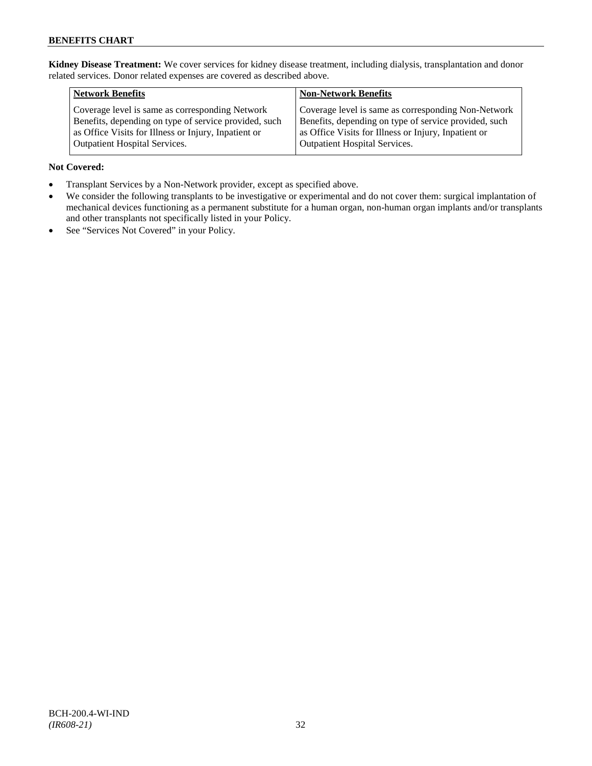**Kidney Disease Treatment:** We cover services for kidney disease treatment, including dialysis, transplantation and donor related services. Donor related expenses are covered as described above.

| Network Benefits | Non-Network Benefits |
| --- | --- |
| Coverage level is same as corresponding Network Benefits, depending on type of service provided, such as Office Visits for Illness or Injury, Inpatient or Outpatient Hospital Services. | Coverage level is same as corresponding Non-Network Benefits, depending on type of service provided, such as Office Visits for Illness or Injury, Inpatient or Outpatient Hospital Services. |

**Not Covered:**

- Transplant Services by a Non-Network provider, except as specified above.
- We consider the following transplants to be investigative or experimental and do not cover them: surgical implantation of mechanical devices functioning as a permanent substitute for a human organ, non-human organ implants and/or transplants and other transplants not specifically listed in your Policy.
- See "Services Not Covered" in your Policy.